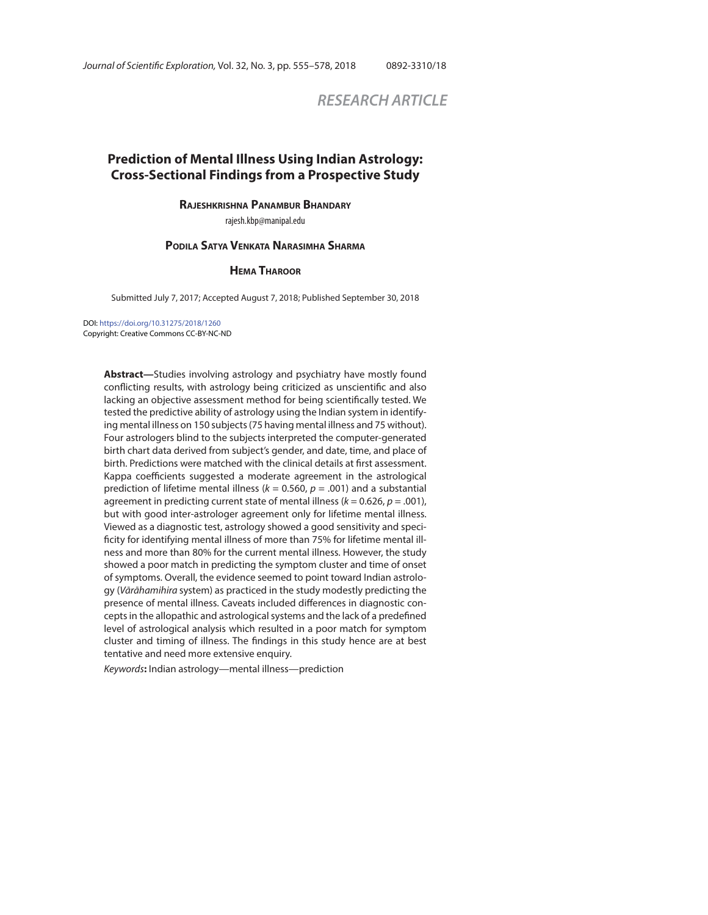RESEARCH ARTICLE

# Prediction of Mental Illness Using Indian Astrology: Cross-Sectional Findings from a Prospective Study

**Rajeshkrishna Panambur Bhandary**

rajesh.kbp@manipal.edu

**Podila Satya Venkata Narasimha Sharma**

**Hema Tharoor**

Submitted July 7, 2017; Accepted August 7, 2018; Published September 30, 2018

DOI: https://doi.org/10.31275/2018/1260
Copyright: Creative Commons CC-BY-NC-ND

**Abstract—**Studies involving astrology and psychiatry have mostly found conflicting results, with astrology being criticized as unscientific and also lacking an objective assessment method for being scientifically tested. We tested the predictive ability of astrology using the Indian system in identifying mental illness on 150 subjects (75 having mental illness and 75 without). Four astrologers blind to the subjects interpreted the computer-generated birth chart data derived from subject's gender, and date, time, and place of birth. Predictions were matched with the clinical details at first assessment. Kappa coefficients suggested a moderate agreement in the astrological prediction of lifetime mental illness ($k = 0.560$, $p = .001$) and a substantial agreement in predicting current state of mental illness ($k = 0.626$, $p = .001$), but with good inter-astrologer agreement only for lifetime mental illness. Viewed as a diagnostic test, astrology showed a good sensitivity and specificity for identifying mental illness of more than 75% for lifetime mental illness and more than 80% for the current mental illness. However, the study showed a poor match in predicting the symptom cluster and time of onset of symptoms. Overall, the evidence seemed to point toward Indian astrology (*Vārāhamihira* system) as practiced in the study modestly predicting the presence of mental illness. Caveats included differences in diagnostic concepts in the allopathic and astrological systems and the lack of a predefined level of astrological analysis which resulted in a poor match for symptom cluster and timing of illness. The findings in this study hence are at best tentative and need more extensive enquiry.

*Keywords***:** Indian astrology—mental illness—prediction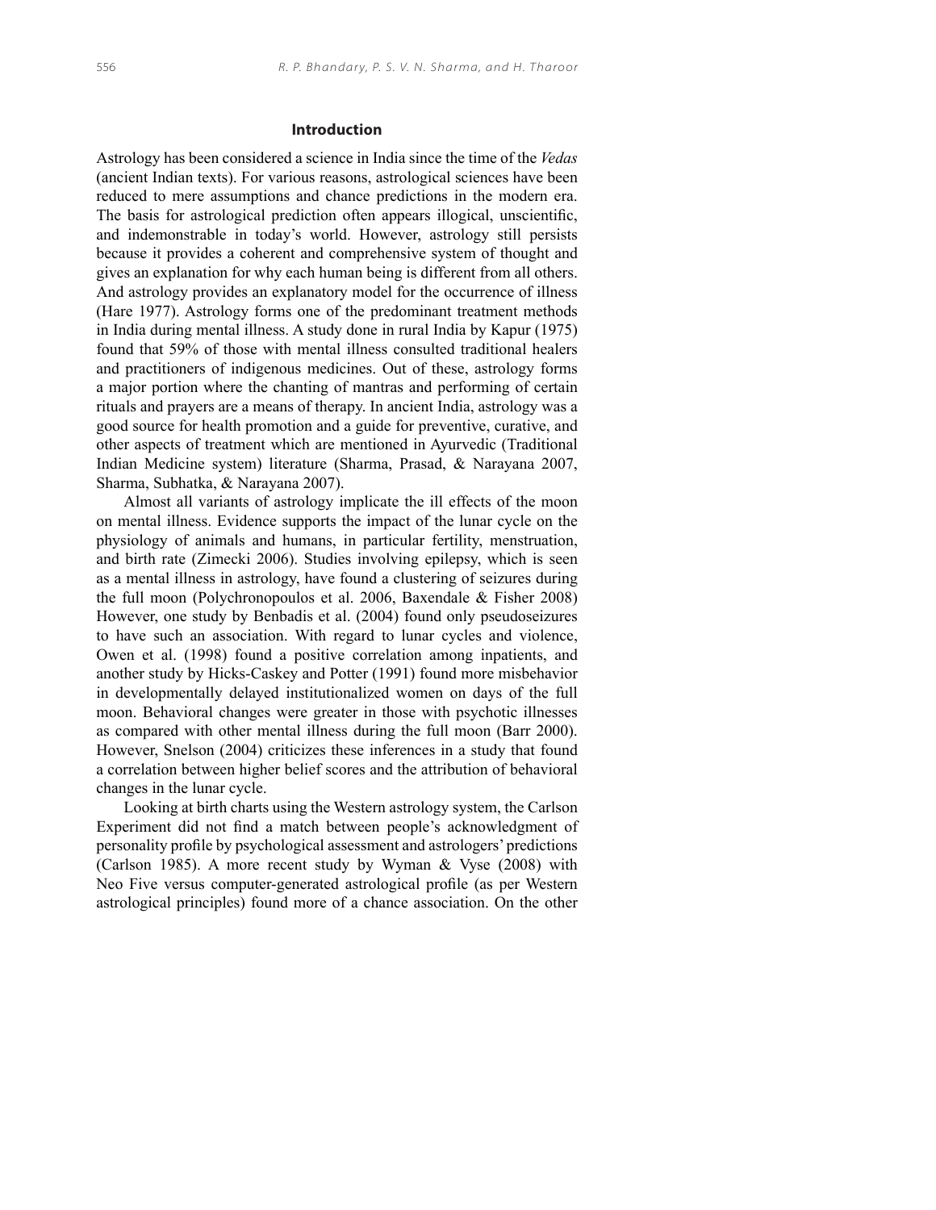## Introduction

Astrology has been considered a science in India since the time of the *Vedas* (ancient Indian texts). For various reasons, astrological sciences have been reduced to mere assumptions and chance predictions in the modern era. The basis for astrological prediction often appears illogical, unscientific, and indemonstrable in today's world. However, astrology still persists because it provides a coherent and comprehensive system of thought and gives an explanation for why each human being is different from all others. And astrology provides an explanatory model for the occurrence of illness (Hare 1977). Astrology forms one of the predominant treatment methods in India during mental illness. A study done in rural India by Kapur (1975) found that 59% of those with mental illness consulted traditional healers and practitioners of indigenous medicines. Out of these, astrology forms a major portion where the chanting of mantras and performing of certain rituals and prayers are a means of therapy. In ancient India, astrology was a good source for health promotion and a guide for preventive, curative, and other aspects of treatment which are mentioned in Ayurvedic (Traditional Indian Medicine system) literature (Sharma, Prasad, & Narayana 2007, Sharma, Subhatka, & Narayana 2007).

Almost all variants of astrology implicate the ill effects of the moon on mental illness. Evidence supports the impact of the lunar cycle on the physiology of animals and humans, in particular fertility, menstruation, and birth rate (Zimecki 2006). Studies involving epilepsy, which is seen as a mental illness in astrology, have found a clustering of seizures during the full moon (Polychronopoulos et al. 2006, Baxendale & Fisher 2008) However, one study by Benbadis et al. (2004) found only pseudoseizures to have such an association. With regard to lunar cycles and violence, Owen et al. (1998) found a positive correlation among inpatients, and another study by Hicks-Caskey and Potter (1991) found more misbehavior in developmentally delayed institutionalized women on days of the full moon. Behavioral changes were greater in those with psychotic illnesses as compared with other mental illness during the full moon (Barr 2000). However, Snelson (2004) criticizes these inferences in a study that found a correlation between higher belief scores and the attribution of behavioral changes in the lunar cycle.

Looking at birth charts using the Western astrology system, the Carlson Experiment did not find a match between people's acknowledgment of personality profile by psychological assessment and astrologers' predictions (Carlson 1985). A more recent study by Wyman & Vyse (2008) with Neo Five versus computer-generated astrological profile (as per Western astrological principles) found more of a chance association. On the other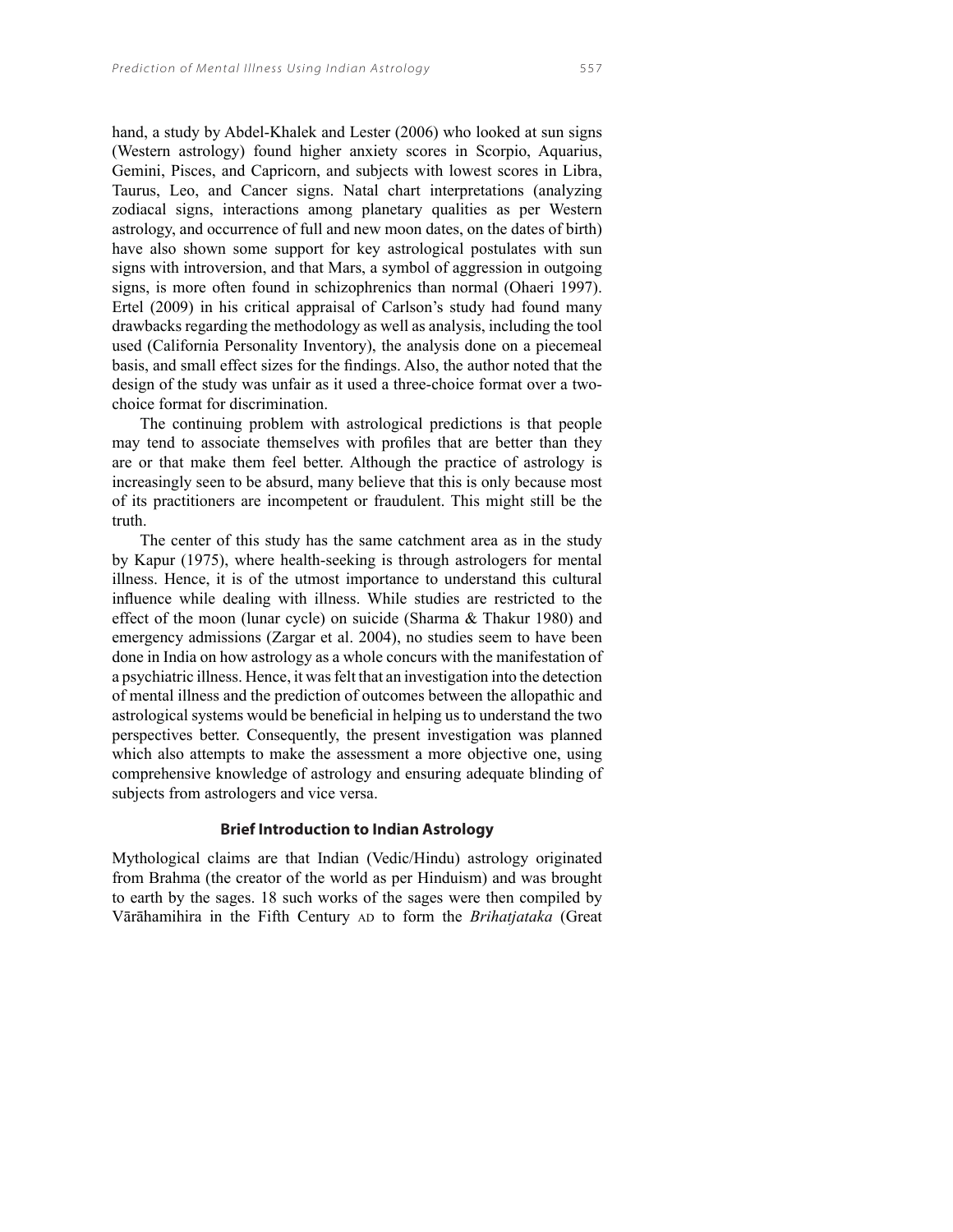hand, a study by Abdel-Khalek and Lester (2006) who looked at sun signs (Western astrology) found higher anxiety scores in Scorpio, Aquarius, Gemini, Pisces, and Capricorn, and subjects with lowest scores in Libra, Taurus, Leo, and Cancer signs. Natal chart interpretations (analyzing zodiacal signs, interactions among planetary qualities as per Western astrology, and occurrence of full and new moon dates, on the dates of birth) have also shown some support for key astrological postulates with sun signs with introversion, and that Mars, a symbol of aggression in outgoing signs, is more often found in schizophrenics than normal (Ohaeri 1997). Ertel (2009) in his critical appraisal of Carlson's study had found many drawbacks regarding the methodology as well as analysis, including the tool used (California Personality Inventory), the analysis done on a piecemeal basis, and small effect sizes for the findings. Also, the author noted that the design of the study was unfair as it used a three-choice format over a two-choice format for discrimination.

The continuing problem with astrological predictions is that people may tend to associate themselves with profiles that are better than they are or that make them feel better. Although the practice of astrology is increasingly seen to be absurd, many believe that this is only because most of its practitioners are incompetent or fraudulent. This might still be the truth.

The center of this study has the same catchment area as in the study by Kapur (1975), where health-seeking is through astrologers for mental illness. Hence, it is of the utmost importance to understand this cultural influence while dealing with illness. While studies are restricted to the effect of the moon (lunar cycle) on suicide (Sharma & Thakur 1980) and emergency admissions (Zargar et al. 2004), no studies seem to have been done in India on how astrology as a whole concurs with the manifestation of a psychiatric illness. Hence, it was felt that an investigation into the detection of mental illness and the prediction of outcomes between the allopathic and astrological systems would be beneficial in helping us to understand the two perspectives better. Consequently, the present investigation was planned which also attempts to make the assessment a more objective one, using comprehensive knowledge of astrology and ensuring adequate blinding of subjects from astrologers and vice versa.

## Brief Introduction to Indian Astrology

Mythological claims are that Indian (Vedic/Hindu) astrology originated from Brahma (the creator of the world as per Hinduism) and was brought to earth by the sages. 18 such works of the sages were then compiled by Vārāhamihira in the Fifth Century AD to form the *Brihatjataka* (Great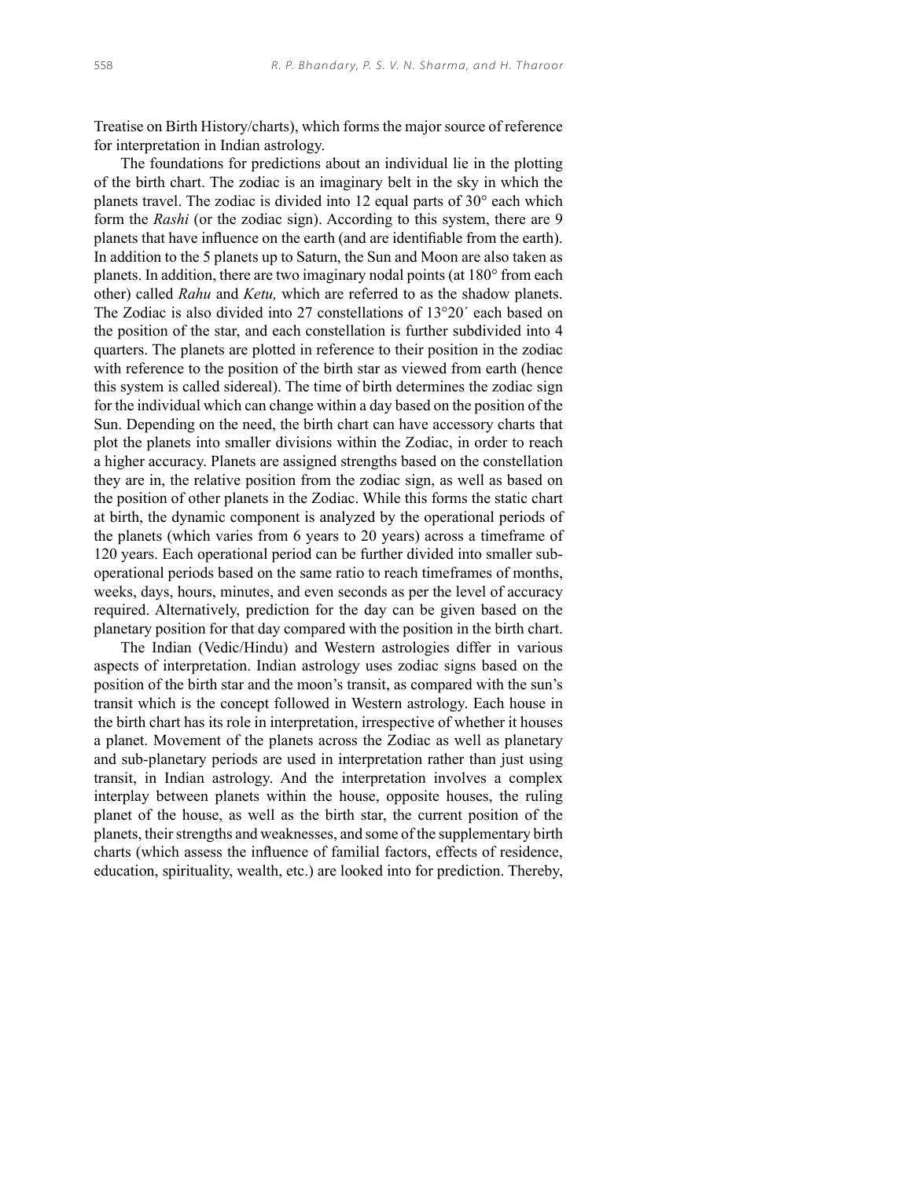Treatise on Birth History/charts), which forms the major source of reference for interpretation in Indian astrology.

The foundations for predictions about an individual lie in the plotting of the birth chart. The zodiac is an imaginary belt in the sky in which the planets travel. The zodiac is divided into 12 equal parts of 30° each which form the *Rashi* (or the zodiac sign). According to this system, there are 9 planets that have influence on the earth (and are identifiable from the earth). In addition to the 5 planets up to Saturn, the Sun and Moon are also taken as planets. In addition, there are two imaginary nodal points (at 180° from each other) called *Rahu* and *Ketu,* which are referred to as the shadow planets. The Zodiac is also divided into 27 constellations of 13°20′ each based on the position of the star, and each constellation is further subdivided into 4 quarters. The planets are plotted in reference to their position in the zodiac with reference to the position of the birth star as viewed from earth (hence this system is called sidereal). The time of birth determines the zodiac sign for the individual which can change within a day based on the position of the Sun. Depending on the need, the birth chart can have accessory charts that plot the planets into smaller divisions within the Zodiac, in order to reach a higher accuracy. Planets are assigned strengths based on the constellation they are in, the relative position from the zodiac sign, as well as based on the position of other planets in the Zodiac. While this forms the static chart at birth, the dynamic component is analyzed by the operational periods of the planets (which varies from 6 years to 20 years) across a timeframe of 120 years. Each operational period can be further divided into smaller sub-operational periods based on the same ratio to reach timeframes of months, weeks, days, hours, minutes, and even seconds as per the level of accuracy required. Alternatively, prediction for the day can be given based on the planetary position for that day compared with the position in the birth chart.

The Indian (Vedic/Hindu) and Western astrologies differ in various aspects of interpretation. Indian astrology uses zodiac signs based on the position of the birth star and the moon's transit, as compared with the sun's transit which is the concept followed in Western astrology. Each house in the birth chart has its role in interpretation, irrespective of whether it houses a planet. Movement of the planets across the Zodiac as well as planetary and sub-planetary periods are used in interpretation rather than just using transit, in Indian astrology. And the interpretation involves a complex interplay between planets within the house, opposite houses, the ruling planet of the house, as well as the birth star, the current position of the planets, their strengths and weaknesses, and some of the supplementary birth charts (which assess the influence of familial factors, effects of residence, education, spirituality, wealth, etc.) are looked into for prediction. Thereby,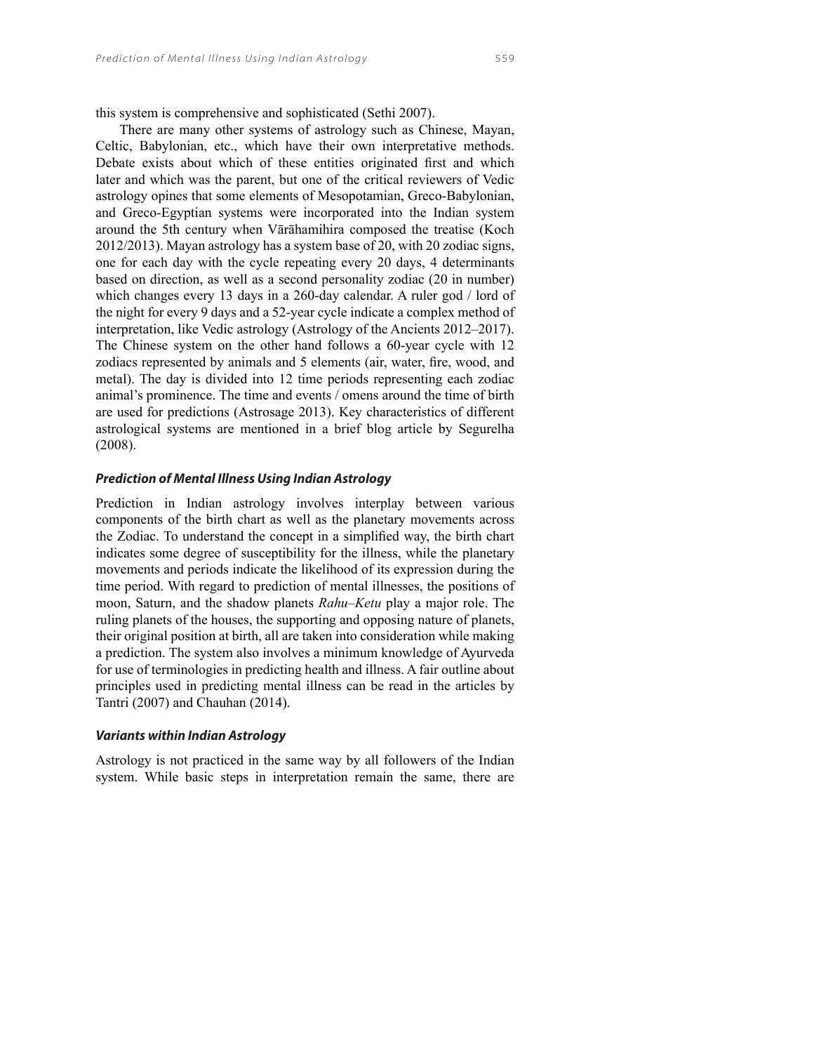this system is comprehensive and sophisticated (Sethi 2007).

There are many other systems of astrology such as Chinese, Mayan, Celtic, Babylonian, etc., which have their own interpretative methods. Debate exists about which of these entities originated first and which later and which was the parent, but one of the critical reviewers of Vedic astrology opines that some elements of Mesopotamian, Greco-Babylonian, and Greco-Egyptian systems were incorporated into the Indian system around the 5th century when Vārāhamihira composed the treatise (Koch 2012/2013). Mayan astrology has a system base of 20, with 20 zodiac signs, one for each day with the cycle repeating every 20 days, 4 determinants based on direction, as well as a second personality zodiac (20 in number) which changes every 13 days in a 260-day calendar. A ruler god / lord of the night for every 9 days and a 52-year cycle indicate a complex method of interpretation, like Vedic astrology (Astrology of the Ancients 2012–2017). The Chinese system on the other hand follows a 60-year cycle with 12 zodiacs represented by animals and 5 elements (air, water, fire, wood, and metal). The day is divided into 12 time periods representing each zodiac animal's prominence. The time and events / omens around the time of birth are used for predictions (Astrosage 2013). Key characteristics of different astrological systems are mentioned in a brief blog article by Segurelha (2008).

### *Prediction of Mental Illness Using Indian Astrology*

Prediction in Indian astrology involves interplay between various components of the birth chart as well as the planetary movements across the Zodiac. To understand the concept in a simplified way, the birth chart indicates some degree of susceptibility for the illness, while the planetary movements and periods indicate the likelihood of its expression during the time period. With regard to prediction of mental illnesses, the positions of moon, Saturn, and the shadow planets *Rahu–Ketu* play a major role. The ruling planets of the houses, the supporting and opposing nature of planets, their original position at birth, all are taken into consideration while making a prediction. The system also involves a minimum knowledge of Ayurveda for use of terminologies in predicting health and illness. A fair outline about principles used in predicting mental illness can be read in the articles by Tantri (2007) and Chauhan (2014).

### *Variants within Indian Astrology*

Astrology is not practiced in the same way by all followers of the Indian system. While basic steps in interpretation remain the same, there are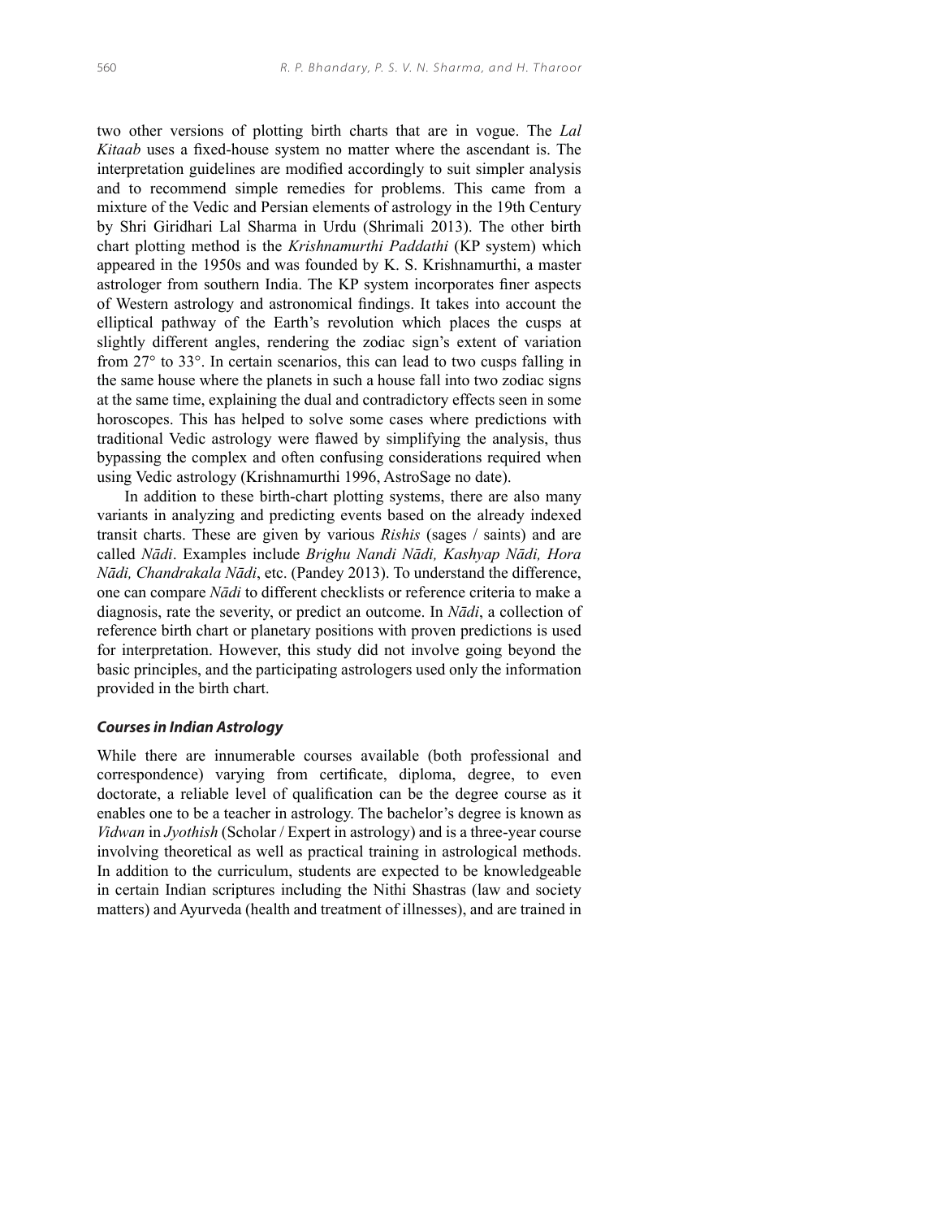two other versions of plotting birth charts that are in vogue. The *Lal Kitaab* uses a fixed-house system no matter where the ascendant is. The interpretation guidelines are modified accordingly to suit simpler analysis and to recommend simple remedies for problems. This came from a mixture of the Vedic and Persian elements of astrology in the 19th Century by Shri Giridhari Lal Sharma in Urdu (Shrimali 2013). The other birth chart plotting method is the *Krishnamurthi Paddathi* (KP system) which appeared in the 1950s and was founded by K. S. Krishnamurthi, a master astrologer from southern India. The KP system incorporates finer aspects of Western astrology and astronomical findings. It takes into account the elliptical pathway of the Earth's revolution which places the cusps at slightly different angles, rendering the zodiac sign's extent of variation from 27° to 33°. In certain scenarios, this can lead to two cusps falling in the same house where the planets in such a house fall into two zodiac signs at the same time, explaining the dual and contradictory effects seen in some horoscopes. This has helped to solve some cases where predictions with traditional Vedic astrology were flawed by simplifying the analysis, thus bypassing the complex and often confusing considerations required when using Vedic astrology (Krishnamurthi 1996, AstroSage no date).

In addition to these birth-chart plotting systems, there are also many variants in analyzing and predicting events based on the already indexed transit charts. These are given by various *Rishis* (sages / saints) and are called *Nādi*. Examples include *Brighu Nandi Nādi, Kashyap Nādi, Hora Nādi, Chandrakala Nādi*, etc. (Pandey 2013). To understand the difference, one can compare *Nādi* to different checklists or reference criteria to make a diagnosis, rate the severity, or predict an outcome. In *Nādi*, a collection of reference birth chart or planetary positions with proven predictions is used for interpretation. However, this study did not involve going beyond the basic principles, and the participating astrologers used only the information provided in the birth chart.

### *Courses in Indian Astrology*

While there are innumerable courses available (both professional and correspondence) varying from certificate, diploma, degree, to even doctorate, a reliable level of qualification can be the degree course as it enables one to be a teacher in astrology. The bachelor's degree is known as *Vidwan* in *Jyothish* (Scholar / Expert in astrology) and is a three-year course involving theoretical as well as practical training in astrological methods. In addition to the curriculum, students are expected to be knowledgeable in certain Indian scriptures including the Nithi Shastras (law and society matters) and Ayurveda (health and treatment of illnesses), and are trained in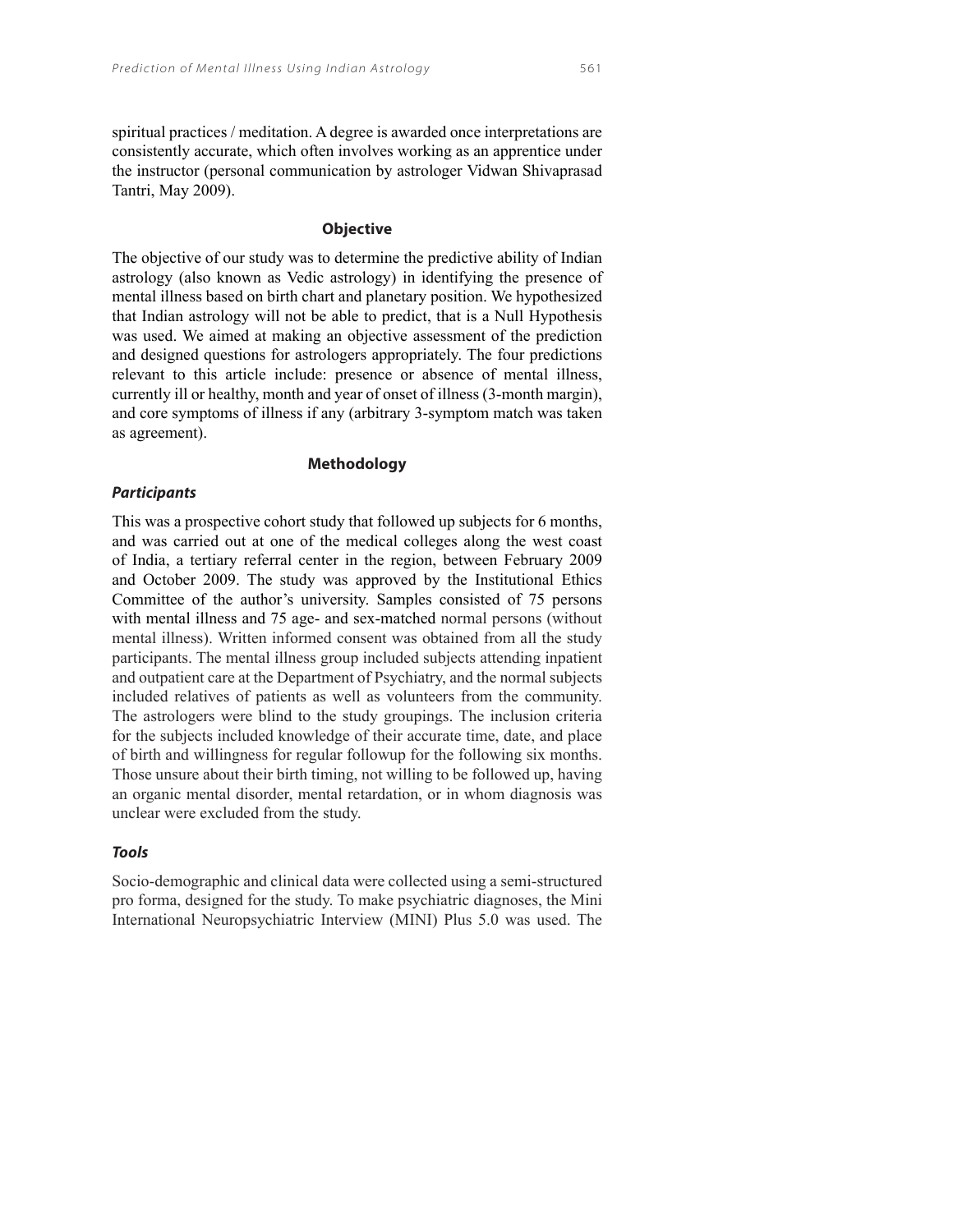spiritual practices / meditation. A degree is awarded once interpretations are consistently accurate, which often involves working as an apprentice under the instructor (personal communication by astrologer Vidwan Shivaprasad Tantri, May 2009).

## Objective

The objective of our study was to determine the predictive ability of Indian astrology (also known as Vedic astrology) in identifying the presence of mental illness based on birth chart and planetary position. We hypothesized that Indian astrology will not be able to predict, that is a Null Hypothesis was used. We aimed at making an objective assessment of the prediction and designed questions for astrologers appropriately. The four predictions relevant to this article include: presence or absence of mental illness, currently ill or healthy, month and year of onset of illness (3-month margin), and core symptoms of illness if any (arbitrary 3-symptom match was taken as agreement).

## Methodology

### *Participants*

This was a prospective cohort study that followed up subjects for 6 months, and was carried out at one of the medical colleges along the west coast of India, a tertiary referral center in the region, between February 2009 and October 2009. The study was approved by the Institutional Ethics Committee of the author's university. Samples consisted of 75 persons with mental illness and 75 age- and sex-matched normal persons (without mental illness). Written informed consent was obtained from all the study participants. The mental illness group included subjects attending inpatient and outpatient care at the Department of Psychiatry, and the normal subjects included relatives of patients as well as volunteers from the community. The astrologers were blind to the study groupings. The inclusion criteria for the subjects included knowledge of their accurate time, date, and place of birth and willingness for regular followup for the following six months. Those unsure about their birth timing, not willing to be followed up, having an organic mental disorder, mental retardation, or in whom diagnosis was unclear were excluded from the study.

### *Tools*

Socio-demographic and clinical data were collected using a semi-structured pro forma, designed for the study. To make psychiatric diagnoses, the Mini International Neuropsychiatric Interview (MINI) Plus 5.0 was used. The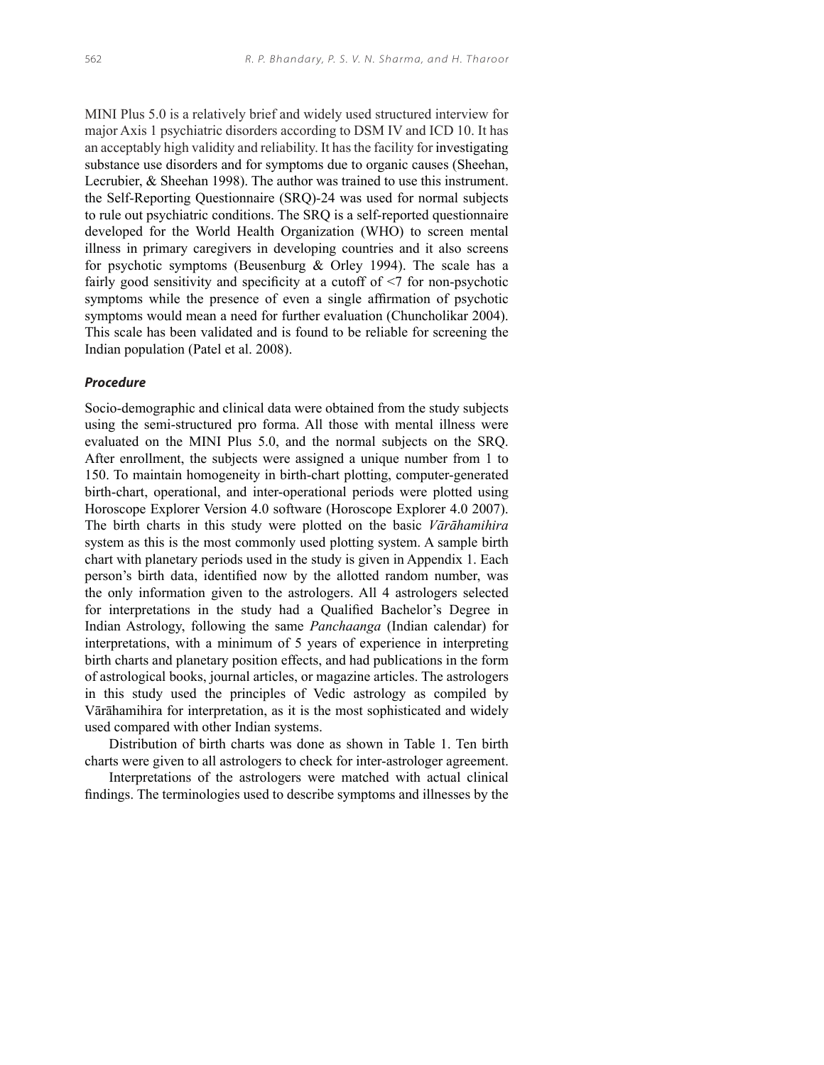MINI Plus 5.0 is a relatively brief and widely used structured interview for major Axis 1 psychiatric disorders according to DSM IV and ICD 10. It has an acceptably high validity and reliability. It has the facility for investigating substance use disorders and for symptoms due to organic causes (Sheehan, Lecrubier, & Sheehan 1998). The author was trained to use this instrument. the Self-Reporting Questionnaire (SRQ)-24 was used for normal subjects to rule out psychiatric conditions. The SRQ is a self-reported questionnaire developed for the World Health Organization (WHO) to screen mental illness in primary caregivers in developing countries and it also screens for psychotic symptoms (Beusenburg & Orley 1994). The scale has a fairly good sensitivity and specificity at a cutoff of <7 for non-psychotic symptoms while the presence of even a single affirmation of psychotic symptoms would mean a need for further evaluation (Chuncholikar 2004). This scale has been validated and is found to be reliable for screening the Indian population (Patel et al. 2008).

### *Procedure*

Socio-demographic and clinical data were obtained from the study subjects using the semi-structured pro forma. All those with mental illness were evaluated on the MINI Plus 5.0, and the normal subjects on the SRQ. After enrollment, the subjects were assigned a unique number from 1 to 150. To maintain homogeneity in birth-chart plotting, computer-generated birth-chart, operational, and inter-operational periods were plotted using Horoscope Explorer Version 4.0 software (Horoscope Explorer 4.0 2007). The birth charts in this study were plotted on the basic *Vārāhamihira* system as this is the most commonly used plotting system. A sample birth chart with planetary periods used in the study is given in Appendix 1. Each person's birth data, identified now by the allotted random number, was the only information given to the astrologers. All 4 astrologers selected for interpretations in the study had a Qualified Bachelor's Degree in Indian Astrology, following the same *Panchaanga* (Indian calendar) for interpretations, with a minimum of 5 years of experience in interpreting birth charts and planetary position effects, and had publications in the form of astrological books, journal articles, or magazine articles. The astrologers in this study used the principles of Vedic astrology as compiled by Vārāhamihira for interpretation, as it is the most sophisticated and widely used compared with other Indian systems.

Distribution of birth charts was done as shown in Table 1. Ten birth charts were given to all astrologers to check for inter-astrologer agreement.

Interpretations of the astrologers were matched with actual clinical findings. The terminologies used to describe symptoms and illnesses by the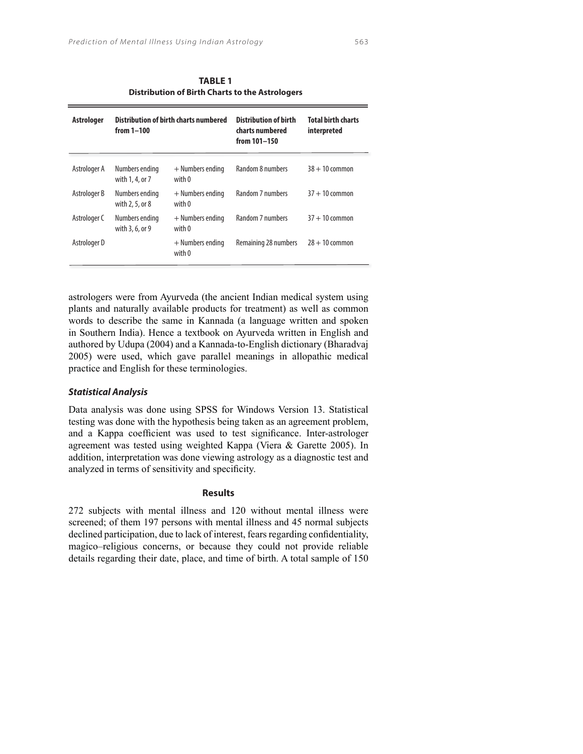**TABLE 1**
**Distribution of Birth Charts to the Astrologers**

| Astrologer | Distribution of birth charts numbered from 1–100 | | Distribution of birth charts numbered from 101–150 | Total birth charts interpreted |
|---|---|---|---|---|
| Astrologer A | Numbers ending with 1, 4, or 7 | + Numbers ending with 0 | Random 8 numbers | 38 + 10 common |
| Astrologer B | Numbers ending with 2, 5, or 8 | + Numbers ending with 0 | Random 7 numbers | 37 + 10 common |
| Astrologer C | Numbers ending with 3, 6, or 9 | + Numbers ending with 0 | Random 7 numbers | 37 + 10 common |
| Astrologer D | | + Numbers ending with 0 | Remaining 28 numbers | 28 + 10 common |

astrologers were from Ayurveda (the ancient Indian medical system using plants and naturally available products for treatment) as well as common words to describe the same in Kannada (a language written and spoken in Southern India). Hence a textbook on Ayurveda written in English and authored by Udupa (2004) and a Kannada-to-English dictionary (Bharadvaj 2005) were used, which gave parallel meanings in allopathic medical practice and English for these terminologies.

### *Statistical Analysis*

Data analysis was done using SPSS for Windows Version 13. Statistical testing was done with the hypothesis being taken as an agreement problem, and a Kappa coefficient was used to test significance. Inter-astrologer agreement was tested using weighted Kappa (Viera & Garette 2005). In addition, interpretation was done viewing astrology as a diagnostic test and analyzed in terms of sensitivity and specificity.

## Results

272 subjects with mental illness and 120 without mental illness were screened; of them 197 persons with mental illness and 45 normal subjects declined participation, due to lack of interest, fears regarding confidentiality, magico–religious concerns, or because they could not provide reliable details regarding their date, place, and time of birth. A total sample of 150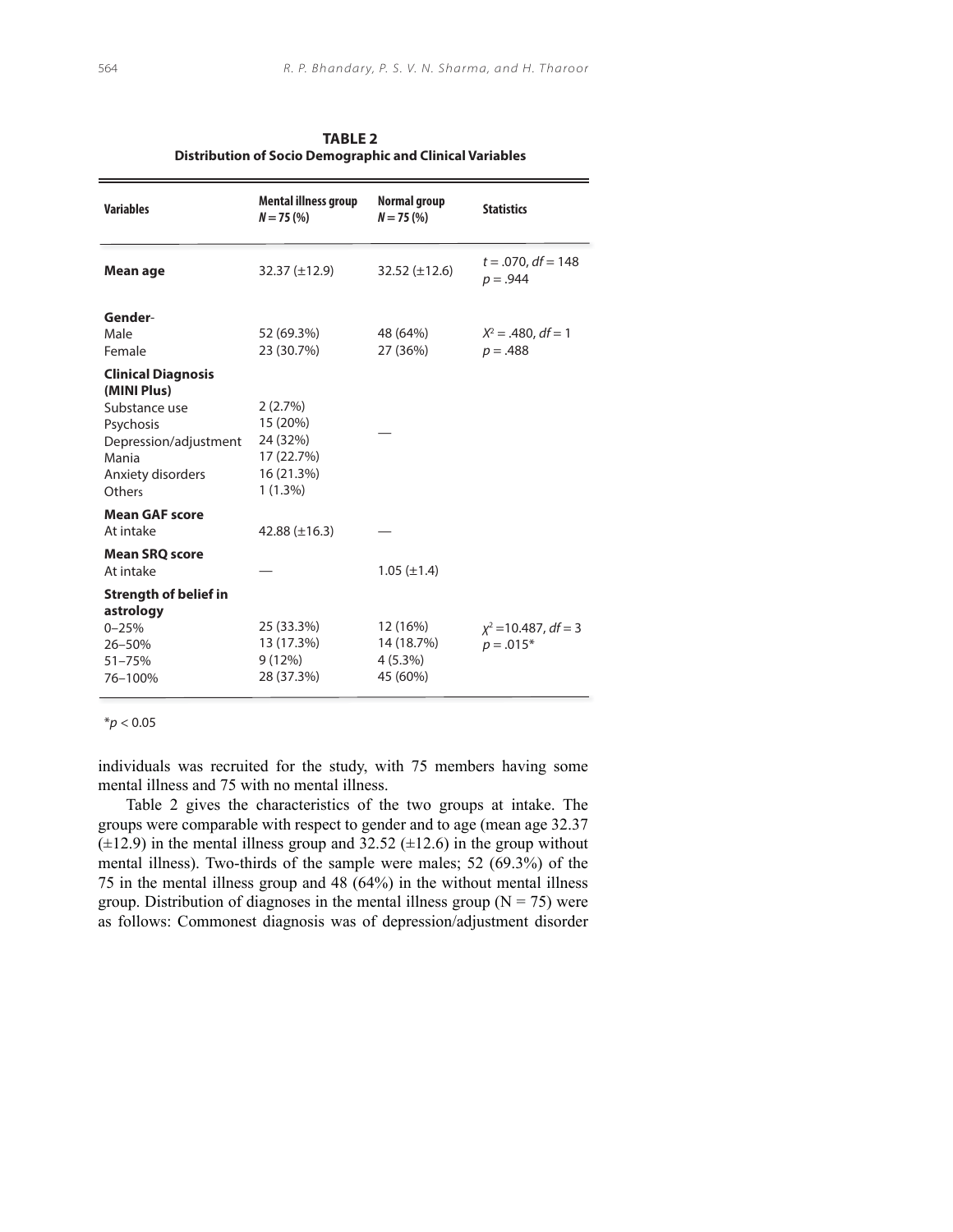**TABLE 2**
**Distribution of Socio Demographic and Clinical Variables**

| Variables | Mental illness group $N = 75$ (%) | Normal group $N = 75$ (%) | Statistics |
|---|---|---|---|
| **Mean age** | 32.37 (±12.9) | 32.52 (±12.6) | $t = .070$, $df = 148$ $p = .944$ |
| **Gender**- | | | |
| Male | 52 (69.3%) | 48 (64%) | $X^2 = .480$, $df = 1$ |
| Female | 23 (30.7%) | 27 (36%) | $p = .488$ |
| **Clinical Diagnosis (MINI Plus)** | | | |
| Substance use | 2 (2.7%) | | |
| Psychosis | 15 (20%) | | |
| Depression/adjustment | 24 (32%) | — | |
| Mania | 17 (22.7%) | | |
| Anxiety disorders | 16 (21.3%) | | |
| Others | 1 (1.3%) | | |
| **Mean GAF score** | | | |
| At intake | 42.88 (±16.3) | — | |
| **Mean SRQ score** | | | |
| At intake | — | 1.05 (±1.4) | |
| **Strength of belief in astrology** | | | |
| 0–25% | 25 (33.3%) | 12 (16%) | |
| 26–50% | 13 (17.3%) | 14 (18.7%) | $\chi^2 = 10.487$, $df = 3$ |
| 51–75% | 9 (12%) | 4 (5.3%) | $p = .015$* |
| 76–100% | 28 (37.3%) | 45 (60%) | |

*$p < 0.05$

individuals was recruited for the study, with 75 members having some mental illness and 75 with no mental illness.

Table 2 gives the characteristics of the two groups at intake. The groups were comparable with respect to gender and to age (mean age 32.37 (±12.9) in the mental illness group and 32.52 (±12.6) in the group without mental illness). Two-thirds of the sample were males; 52 (69.3%) of the 75 in the mental illness group and 48 (64%) in the without mental illness group. Distribution of diagnoses in the mental illness group ($N = 75$) were as follows: Commonest diagnosis was of depression/adjustment disorder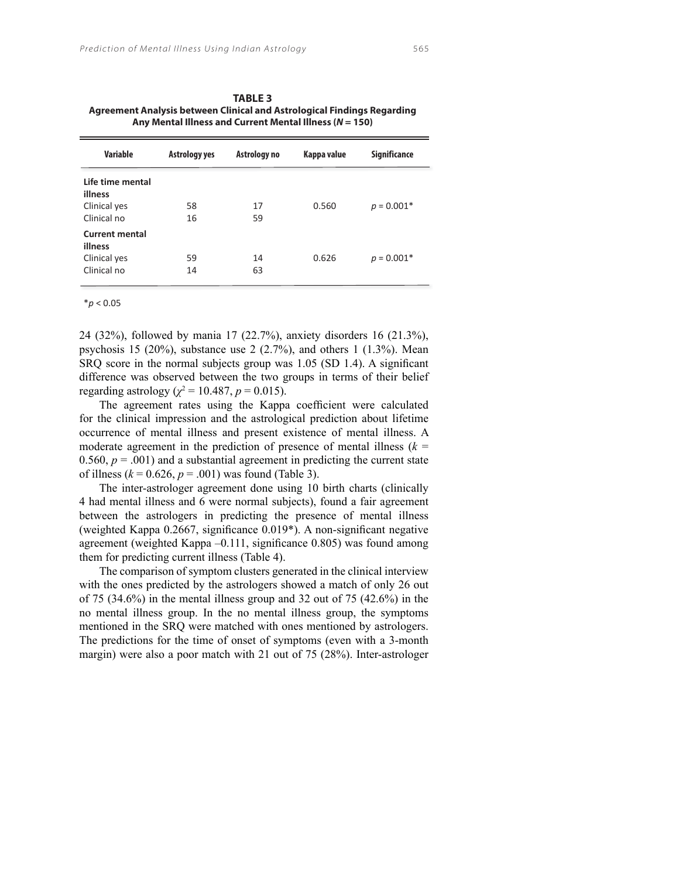**TABLE 3**
**Agreement Analysis between Clinical and Astrological Findings Regarding Any Mental Illness and Current Mental Illness (*N* = 150)**

| Variable | Astrology yes | Astrology no | Kappa value | Significance |
|---|---|---|---|---|
| **Life time mental illness** | | | | |
| Clinical yes | 58 | 17 | 0.560 | $p = 0.001$* |
| Clinical no | 16 | 59 | | |
| **Current mental illness** | | | | |
| Clinical yes | 59 | 14 | 0.626 | $p = 0.001$* |
| Clinical no | 14 | 63 | | |

*$p < 0.05$

24 (32%), followed by mania 17 (22.7%), anxiety disorders 16 (21.3%), psychosis 15 (20%), substance use 2 (2.7%), and others 1 (1.3%). Mean SRQ score in the normal subjects group was 1.05 (SD 1.4). A significant difference was observed between the two groups in terms of their belief regarding astrology ($\chi^2 = 10.487$, $p = 0.015$).

The agreement rates using the Kappa coefficient were calculated for the clinical impression and the astrological prediction about lifetime occurrence of mental illness and present existence of mental illness. A moderate agreement in the prediction of presence of mental illness ($k = 0.560$, $p = .001$) and a substantial agreement in predicting the current state of illness ($k = 0.626$, $p = .001$) was found (Table 3).

The inter-astrologer agreement done using 10 birth charts (clinically 4 had mental illness and 6 were normal subjects), found a fair agreement between the astrologers in predicting the presence of mental illness (weighted Kappa 0.2667, significance 0.019*). A non-significant negative agreement (weighted Kappa –0.111, significance 0.805) was found among them for predicting current illness (Table 4).

The comparison of symptom clusters generated in the clinical interview with the ones predicted by the astrologers showed a match of only 26 out of 75 (34.6%) in the mental illness group and 32 out of 75 (42.6%) in the no mental illness group. In the no mental illness group, the symptoms mentioned in the SRQ were matched with ones mentioned by astrologers. The predictions for the time of onset of symptoms (even with a 3-month margin) were also a poor match with 21 out of 75 (28%). Inter-astrologer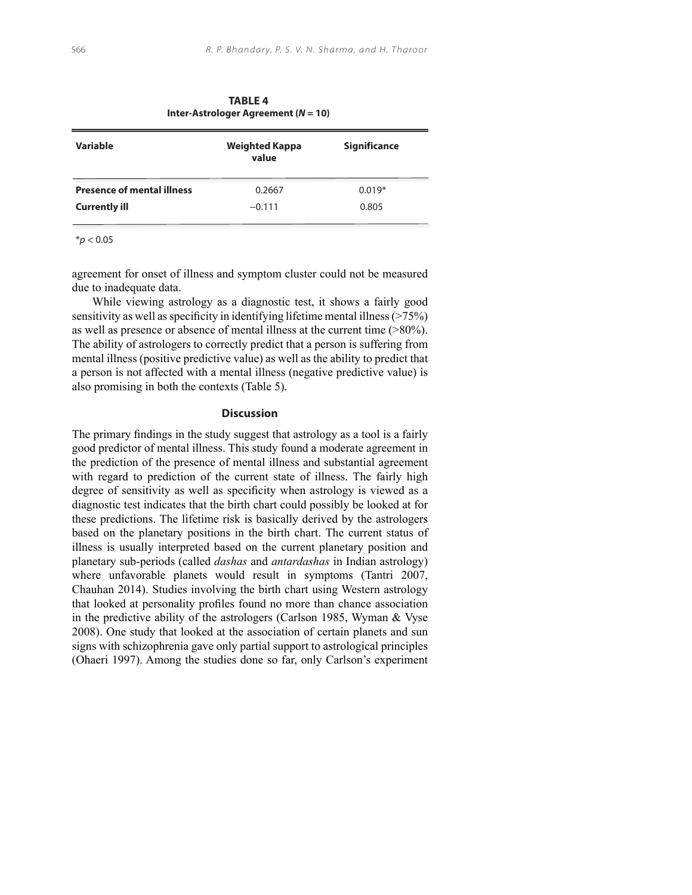**TABLE 4**
**Inter-Astrologer Agreement ($N$ = 10)**

| Variable | Weighted Kappa value | Significance |
|---|---|---|
| **Presence of mental illness** | 0.2667 | 0.019* |
| **Currently ill** | −0.111 | 0.805 |

*$p < 0.05$

agreement for onset of illness and symptom cluster could not be measured due to inadequate data.

While viewing astrology as a diagnostic test, it shows a fairly good sensitivity as well as specificity in identifying lifetime mental illness (>75%) as well as presence or absence of mental illness at the current time (>80%). The ability of astrologers to correctly predict that a person is suffering from mental illness (positive predictive value) as well as the ability to predict that a person is not affected with a mental illness (negative predictive value) is also promising in both the contexts (Table 5).

## Discussion

The primary findings in the study suggest that astrology as a tool is a fairly good predictor of mental illness. This study found a moderate agreement in the prediction of the presence of mental illness and substantial agreement with regard to prediction of the current state of illness. The fairly high degree of sensitivity as well as specificity when astrology is viewed as a diagnostic test indicates that the birth chart could possibly be looked at for these predictions. The lifetime risk is basically derived by the astrologers based on the planetary positions in the birth chart. The current status of illness is usually interpreted based on the current planetary position and planetary sub-periods (called *dashas* and *antardashas* in Indian astrology) where unfavorable planets would result in symptoms (Tantri 2007, Chauhan 2014). Studies involving the birth chart using Western astrology that looked at personality profiles found no more than chance association in the predictive ability of the astrologers (Carlson 1985, Wyman & Vyse 2008). One study that looked at the association of certain planets and sun signs with schizophrenia gave only partial support to astrological principles (Ohaeri 1997). Among the studies done so far, only Carlson's experiment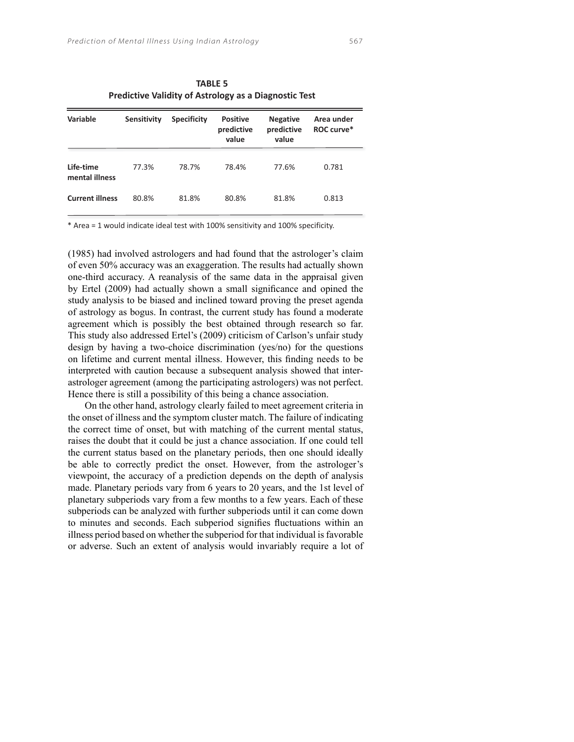**TABLE 5**
**Predictive Validity of Astrology as a Diagnostic Test**

| Variable | Sensitivity | Specificity | Positive predictive value | Negative predictive value | Area under ROC curve* |
|---|---|---|---|---|---|
| **Life-time mental illness** | 77.3% | 78.7% | 78.4% | 77.6% | 0.781 |
| **Current illness** | 80.8% | 81.8% | 80.8% | 81.8% | 0.813 |

* Area = 1 would indicate ideal test with 100% sensitivity and 100% specificity.

(1985) had involved astrologers and had found that the astrologer's claim of even 50% accuracy was an exaggeration. The results had actually shown one-third accuracy. A reanalysis of the same data in the appraisal given by Ertel (2009) had actually shown a small significance and opined the study analysis to be biased and inclined toward proving the preset agenda of astrology as bogus. In contrast, the current study has found a moderate agreement which is possibly the best obtained through research so far. This study also addressed Ertel's (2009) criticism of Carlson's unfair study design by having a two-choice discrimination (yes/no) for the questions on lifetime and current mental illness. However, this finding needs to be interpreted with caution because a subsequent analysis showed that inter-astrologer agreement (among the participating astrologers) was not perfect. Hence there is still a possibility of this being a chance association.

On the other hand, astrology clearly failed to meet agreement criteria in the onset of illness and the symptom cluster match. The failure of indicating the correct time of onset, but with matching of the current mental status, raises the doubt that it could be just a chance association. If one could tell the current status based on the planetary periods, then one should ideally be able to correctly predict the onset. However, from the astrologer's viewpoint, the accuracy of a prediction depends on the depth of analysis made. Planetary periods vary from 6 years to 20 years, and the 1st level of planetary subperiods vary from a few months to a few years. Each of these subperiods can be analyzed with further subperiods until it can come down to minutes and seconds. Each subperiod signifies fluctuations within an illness period based on whether the subperiod for that individual is favorable or adverse. Such an extent of analysis would invariably require a lot of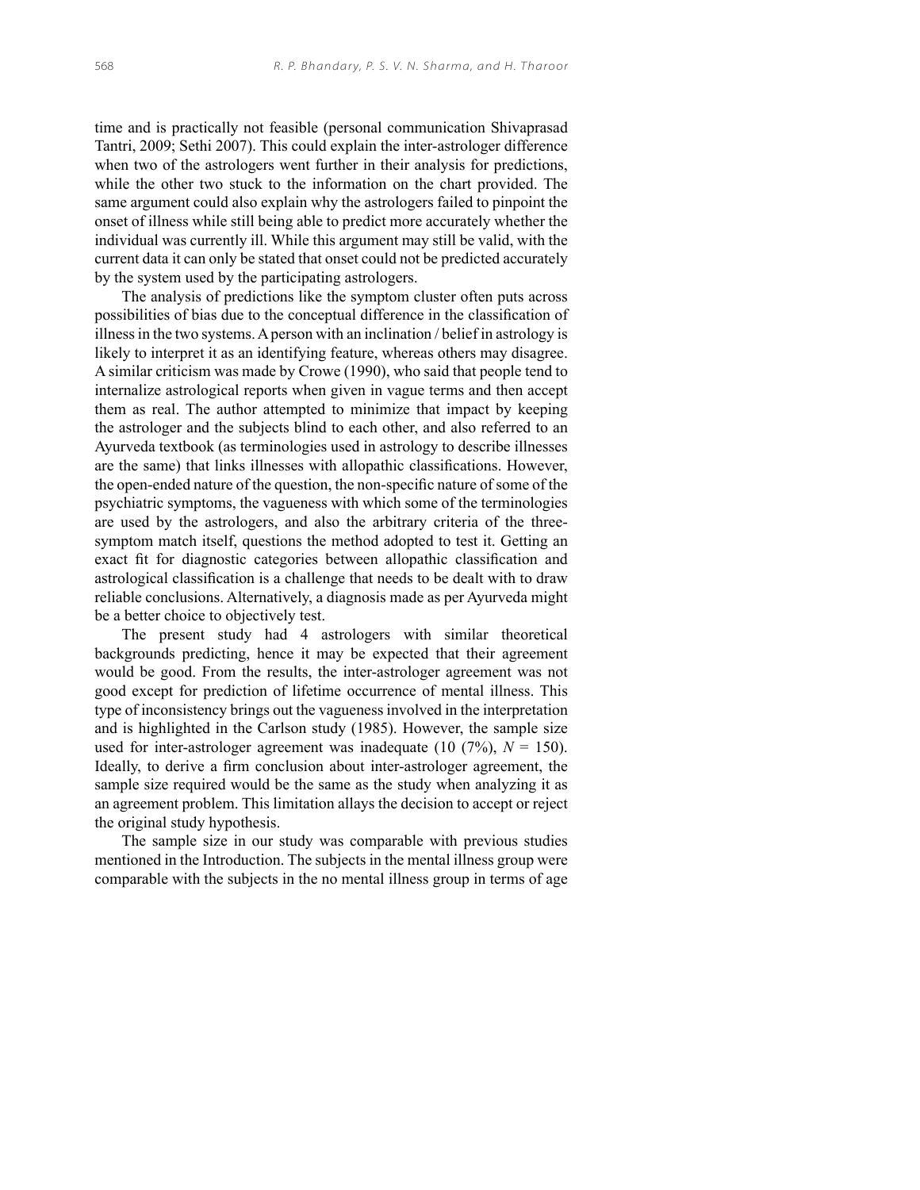time and is practically not feasible (personal communication Shivaprasad Tantri, 2009; Sethi 2007). This could explain the inter-astrologer difference when two of the astrologers went further in their analysis for predictions, while the other two stuck to the information on the chart provided. The same argument could also explain why the astrologers failed to pinpoint the onset of illness while still being able to predict more accurately whether the individual was currently ill. While this argument may still be valid, with the current data it can only be stated that onset could not be predicted accurately by the system used by the participating astrologers.

The analysis of predictions like the symptom cluster often puts across possibilities of bias due to the conceptual difference in the classification of illness in the two systems. A person with an inclination / belief in astrology is likely to interpret it as an identifying feature, whereas others may disagree. A similar criticism was made by Crowe (1990), who said that people tend to internalize astrological reports when given in vague terms and then accept them as real. The author attempted to minimize that impact by keeping the astrologer and the subjects blind to each other, and also referred to an Ayurveda textbook (as terminologies used in astrology to describe illnesses are the same) that links illnesses with allopathic classifications. However, the open-ended nature of the question, the non-specific nature of some of the psychiatric symptoms, the vagueness with which some of the terminologies are used by the astrologers, and also the arbitrary criteria of the three-symptom match itself, questions the method adopted to test it. Getting an exact fit for diagnostic categories between allopathic classification and astrological classification is a challenge that needs to be dealt with to draw reliable conclusions. Alternatively, a diagnosis made as per Ayurveda might be a better choice to objectively test.

The present study had 4 astrologers with similar theoretical backgrounds predicting, hence it may be expected that their agreement would be good. From the results, the inter-astrologer agreement was not good except for prediction of lifetime occurrence of mental illness. This type of inconsistency brings out the vagueness involved in the interpretation and is highlighted in the Carlson study (1985). However, the sample size used for inter-astrologer agreement was inadequate (10 (7%), $N = 150$). Ideally, to derive a firm conclusion about inter-astrologer agreement, the sample size required would be the same as the study when analyzing it as an agreement problem. This limitation allays the decision to accept or reject the original study hypothesis.

The sample size in our study was comparable with previous studies mentioned in the Introduction. The subjects in the mental illness group were comparable with the subjects in the no mental illness group in terms of age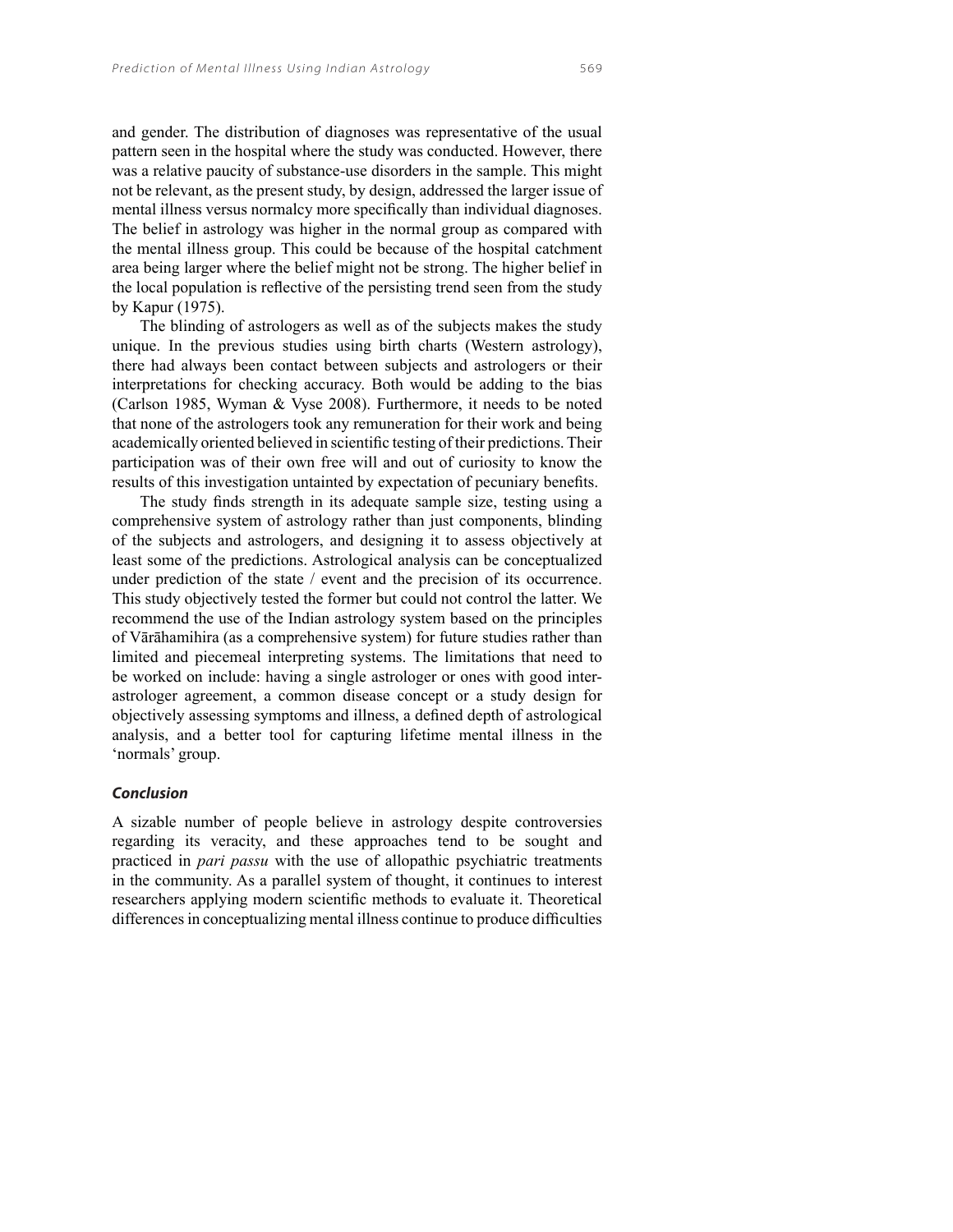and gender. The distribution of diagnoses was representative of the usual pattern seen in the hospital where the study was conducted. However, there was a relative paucity of substance-use disorders in the sample. This might not be relevant, as the present study, by design, addressed the larger issue of mental illness versus normalcy more specifically than individual diagnoses. The belief in astrology was higher in the normal group as compared with the mental illness group. This could be because of the hospital catchment area being larger where the belief might not be strong. The higher belief in the local population is reflective of the persisting trend seen from the study by Kapur (1975).

The blinding of astrologers as well as of the subjects makes the study unique. In the previous studies using birth charts (Western astrology), there had always been contact between subjects and astrologers or their interpretations for checking accuracy. Both would be adding to the bias (Carlson 1985, Wyman & Vyse 2008). Furthermore, it needs to be noted that none of the astrologers took any remuneration for their work and being academically oriented believed in scientific testing of their predictions. Their participation was of their own free will and out of curiosity to know the results of this investigation untainted by expectation of pecuniary benefits.

The study finds strength in its adequate sample size, testing using a comprehensive system of astrology rather than just components, blinding of the subjects and astrologers, and designing it to assess objectively at least some of the predictions. Astrological analysis can be conceptualized under prediction of the state / event and the precision of its occurrence. This study objectively tested the former but could not control the latter. We recommend the use of the Indian astrology system based on the principles of Vārāhamihira (as a comprehensive system) for future studies rather than limited and piecemeal interpreting systems. The limitations that need to be worked on include: having a single astrologer or ones with good inter-astrologer agreement, a common disease concept or a study design for objectively assessing symptoms and illness, a defined depth of astrological analysis, and a better tool for capturing lifetime mental illness in the 'normals' group.

### *Conclusion*

A sizable number of people believe in astrology despite controversies regarding its veracity, and these approaches tend to be sought and practiced in *pari passu* with the use of allopathic psychiatric treatments in the community. As a parallel system of thought, it continues to interest researchers applying modern scientific methods to evaluate it. Theoretical differences in conceptualizing mental illness continue to produce difficulties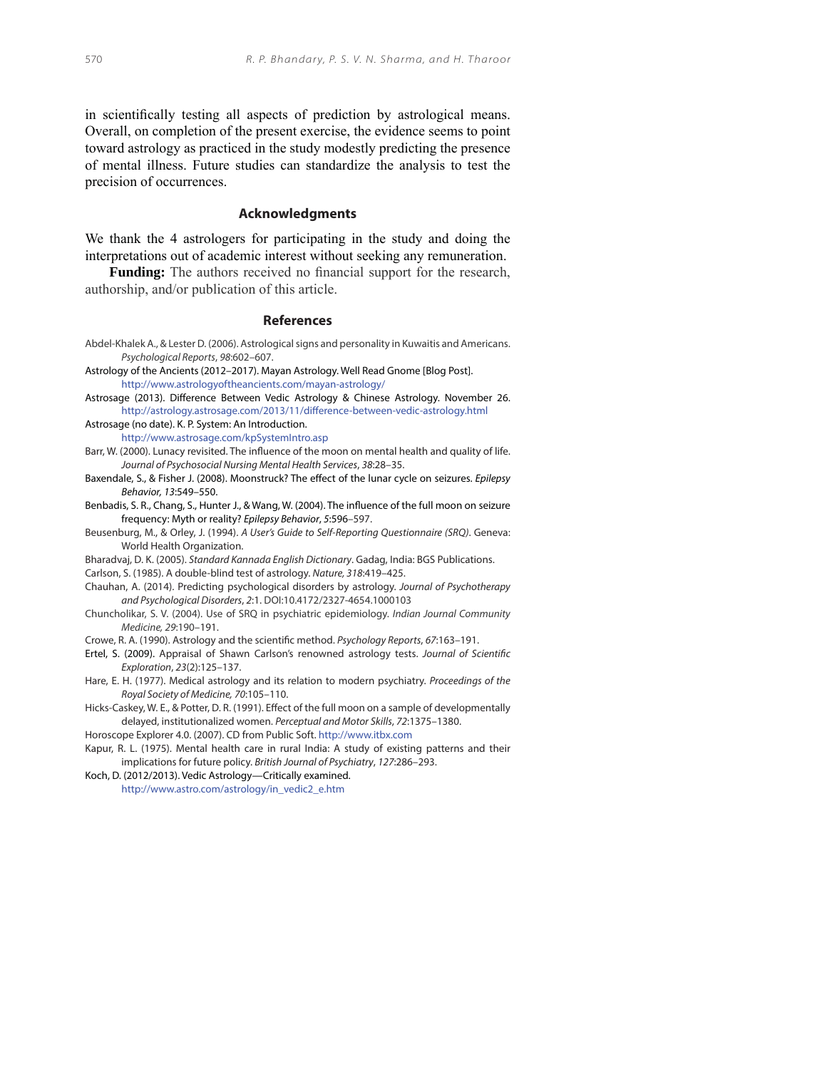in scientifically testing all aspects of prediction by astrological means. Overall, on completion of the present exercise, the evidence seems to point toward astrology as practiced in the study modestly predicting the presence of mental illness. Future studies can standardize the analysis to test the precision of occurrences.

## Acknowledgments

We thank the 4 astrologers for participating in the study and doing the interpretations out of academic interest without seeking any remuneration.

**Funding:** The authors received no financial support for the research, authorship, and/or publication of this article.

## References

Abdel-Khalek A., & Lester D. (2006). Astrological signs and personality in Kuwaitis and Americans. *Psychological Reports*, *98*:602–607.

Astrology of the Ancients (2012–2017). Mayan Astrology. Well Read Gnome [Blog Post]. http://www.astrologyoftheancients.com/mayan-astrology/

Astrosage (2013). Difference Between Vedic Astrology & Chinese Astrology. November 26. http://astrology.astrosage.com/2013/11/difference-between-vedic-astrology.html

Astrosage (no date). K. P. System: An Introduction. http://www.astrosage.com/kpSystemIntro.asp

Barr, W. (2000). Lunacy revisited. The influence of the moon on mental health and quality of life. *Journal of Psychosocial Nursing Mental Health Services*, *38*:28–35.

Baxendale, S., & Fisher J. (2008). Moonstruck? The effect of the lunar cycle on seizures. *Epilepsy Behavior, 13*:549–550.

Benbadis, S. R., Chang, S., Hunter J., & Wang, W. (2004). The influence of the full moon on seizure frequency: Myth or reality? *Epilepsy Behavior*, *5*:596–597.

Beusenburg, M., & Orley, J. (1994). *A User's Guide to Self-Reporting Questionnaire (SRQ)*. Geneva: World Health Organization.

Bharadvaj, D. K. (2005). *Standard Kannada English Dictionary*. Gadag, India: BGS Publications.

Carlson, S. (1985). A double-blind test of astrology. *Nature, 318*:419–425.

Chauhan, A. (2014). Predicting psychological disorders by astrology. *Journal of Psychotherapy and Psychological Disorders*, *2*:1. DOI:10.4172/2327-4654.1000103

Chuncholikar, S. V. (2004). Use of SRQ in psychiatric epidemiology. *Indian Journal Community Medicine, 29*:190–191.

Crowe, R. A. (1990). Astrology and the scientific method. *Psychology Reports*, *67*:163–191.

Ertel, S. (2009). Appraisal of Shawn Carlson's renowned astrology tests. *Journal of Scientific Exploration*, *23*(2):125–137.

Hare, E. H. (1977). Medical astrology and its relation to modern psychiatry. *Proceedings of the Royal Society of Medicine, 70*:105–110.

Hicks-Caskey, W. E., & Potter, D. R. (1991). Effect of the full moon on a sample of developmentally delayed, institutionalized women. *Perceptual and Motor Skills*, *72*:1375–1380.

Horoscope Explorer 4.0. (2007). CD from Public Soft. http://www.itbx.com

Kapur, R. L. (1975). Mental health care in rural India: A study of existing patterns and their implications for future policy. *British Journal of Psychiatry*, *127*:286–293.

Koch, D. (2012/2013). Vedic Astrology—Critically examined. http://www.astro.com/astrology/in_vedic2_e.htm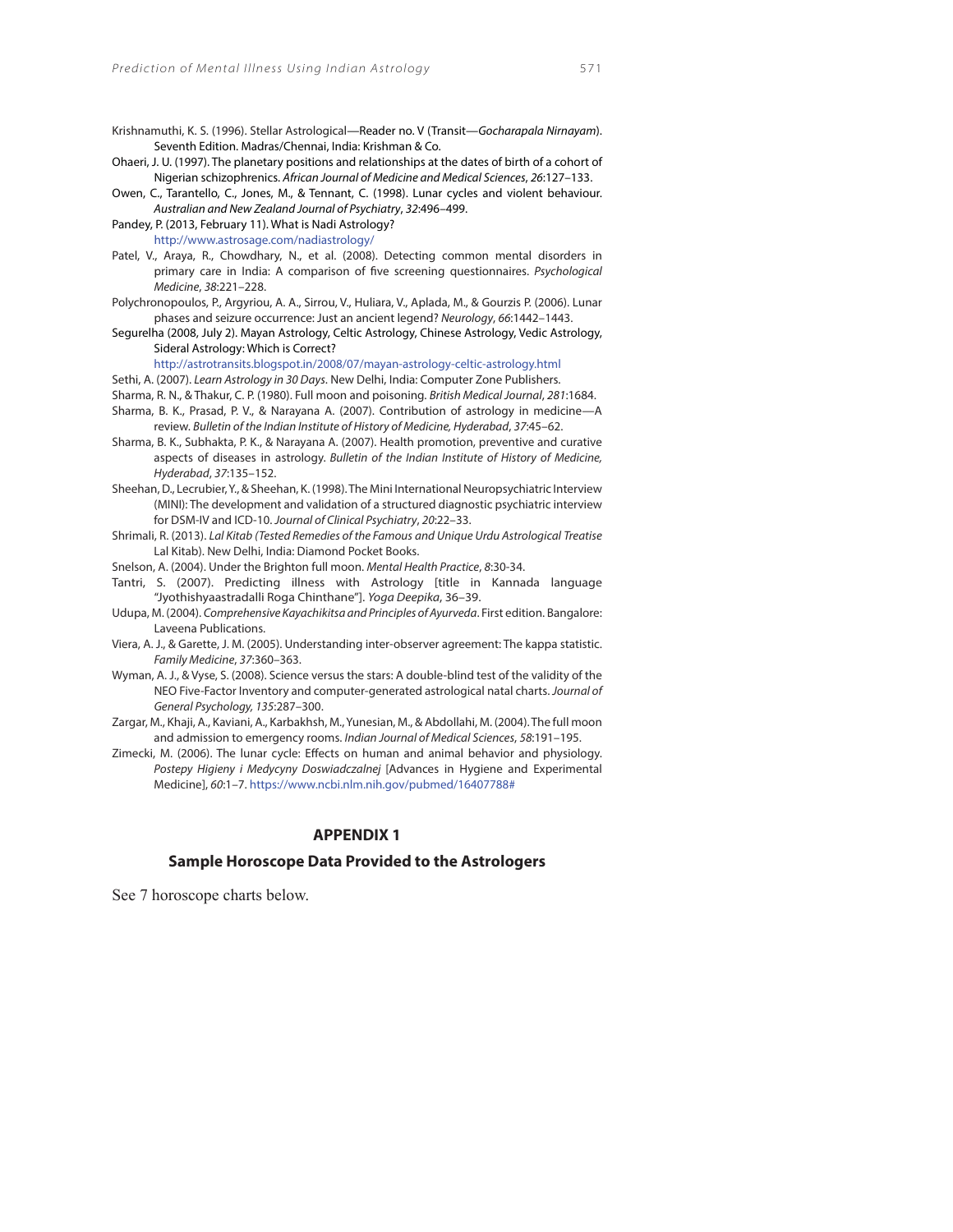Krishnamuthi, K. S. (1996). Stellar Astrological—Reader no. V (Transit—*Gocharapala Nirnayam*). Seventh Edition. Madras/Chennai, India: Krishman & Co.

Ohaeri, J. U. (1997). The planetary positions and relationships at the dates of birth of a cohort of Nigerian schizophrenics. *African Journal of Medicine and Medical Sciences*, *26*:127–133.

Owen, C., Tarantello, C., Jones, M., & Tennant, C. (1998). Lunar cycles and violent behaviour. *Australian and New Zealand Journal of Psychiatry*, *32*:496–499.

Pandey, P. (2013, February 11). What is Nadi Astrology? http://www.astrosage.com/nadiastrology/

Patel, V., Araya, R., Chowdhary, N., et al. (2008). Detecting common mental disorders in primary care in India: A comparison of five screening questionnaires. *Psychological Medicine*, *38*:221–228.

Polychronopoulos, P., Argyriou, A. A., Sirrou, V., Huliara, V., Aplada, M., & Gourzis P. (2006). Lunar phases and seizure occurrence: Just an ancient legend? *Neurology*, *66*:1442–1443.

Segurelha (2008, July 2). Mayan Astrology, Celtic Astrology, Chinese Astrology, Vedic Astrology, Sideral Astrology: Which is Correct? http://astrotransits.blogspot.in/2008/07/mayan-astrology-celtic-astrology.html

Sethi, A. (2007). *Learn Astrology in 30 Days*. New Delhi, India: Computer Zone Publishers.

Sharma, R. N., & Thakur, C. P. (1980). Full moon and poisoning. *British Medical Journal*, *281*:1684.

Sharma, B. K., Prasad, P. V., & Narayana A. (2007). Contribution of astrology in medicine—A review. *Bulletin of the Indian Institute of History of Medicine, Hyderabad*, *37*:45–62.

Sharma, B. K., Subhakta, P. K., & Narayana A. (2007). Health promotion, preventive and curative aspects of diseases in astrology. *Bulletin of the Indian Institute of History of Medicine, Hyderabad*, *37*:135–152.

Sheehan, D., Lecrubier, Y., & Sheehan, K. (1998). The Mini International Neuropsychiatric Interview (MINI): The development and validation of a structured diagnostic psychiatric interview for DSM-IV and ICD-10. *Journal of Clinical Psychiatry*, *20*:22–33.

Shrimali, R. (2013). *Lal Kitab (Tested Remedies of the Famous and Unique Urdu Astrological Treatise* Lal Kitab). New Delhi, India: Diamond Pocket Books.

Snelson, A. (2004). Under the Brighton full moon. *Mental Health Practice*, *8*:30-34.

Tantri, S. (2007). Predicting illness with Astrology [title in Kannada language "Jyothishyaastradalli Roga Chinthane"]. *Yoga Deepika*, 36–39.

Udupa, M. (2004). *Comprehensive Kayachikitsa and Principles of Ayurveda*. First edition. Bangalore: Laveena Publications.

Viera, A. J., & Garette, J. M. (2005). Understanding inter-observer agreement: The kappa statistic. *Family Medicine*, *37*:360–363.

Wyman, A. J., & Vyse, S. (2008). Science versus the stars: A double-blind test of the validity of the NEO Five-Factor Inventory and computer-generated astrological natal charts. *Journal of General Psychology, 135*:287–300.

Zargar, M., Khaji, A., Kaviani, A., Karbakhsh, M., Yunesian, M., & Abdollahi, M. (2004). The full moon and admission to emergency rooms. *Indian Journal of Medical Sciences*, *58*:191–195.

Zimecki, M. (2006). The lunar cycle: Effects on human and animal behavior and physiology. *Postepy Higieny i Medycyny Doswiadczalnej* [Advances in Hygiene and Experimental Medicine], *60*:1–7. https://www.ncbi.nlm.nih.gov/pubmed/16407788#

## APPENDIX 1

### Sample Horoscope Data Provided to the Astrologers

See 7 horoscope charts below.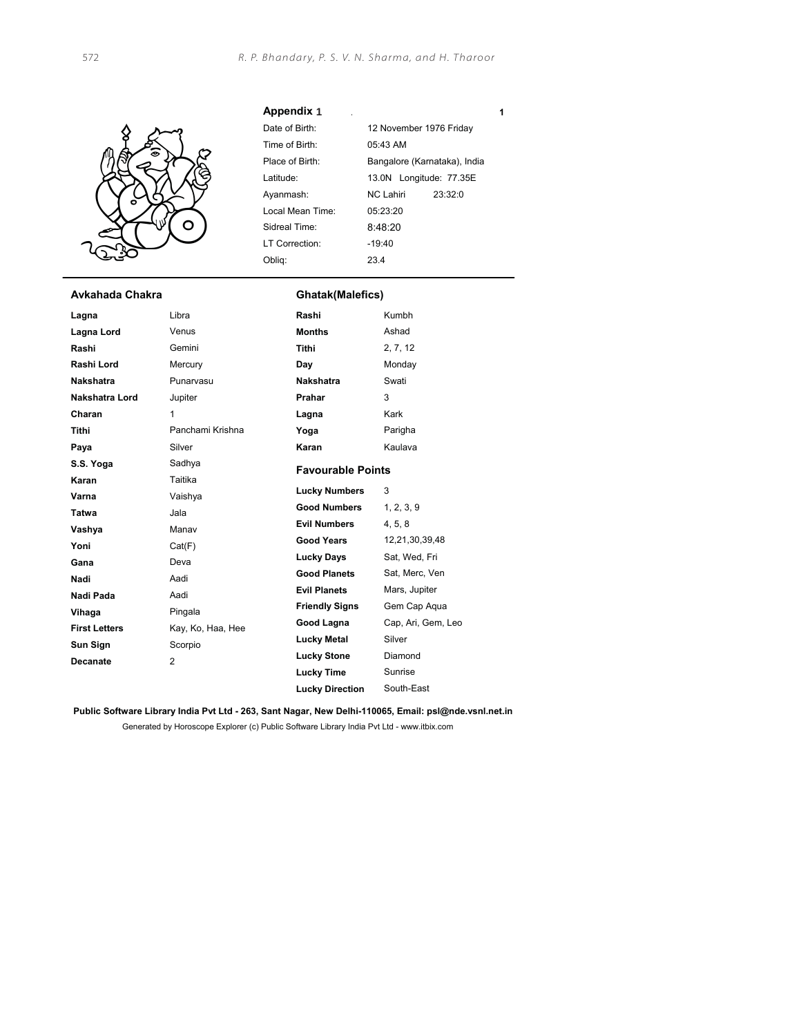## Appendix 1

| | |
|---|---|
| Date of Birth: | 12 November 1976 Friday |
| Time of Birth: | 05:43 AM |
| Place of Birth: | Bangalore (Karnataka), India |
| Latitude: | 13.0N Longitude: 77.35E |
| Ayanmash: | NC Lahiri 23:32:0 |
| Local Mean Time: | 05:23:20 |
| Sidreal Time: | 8:48:20 |
| LT Correction: | -19:40 |
| Obliq: | 23.4 |

### Avkahada Chakra

| | |
|---|---|
| **Lagna** | Libra |
| **Lagna Lord** | Venus |
| **Rashi** | Gemini |
| **Rashi Lord** | Mercury |
| **Nakshatra** | Punarvasu |
| **Nakshatra Lord** | Jupiter |
| **Charan** | 1 |
| **Tithi** | Panchami Krishna |
| **Paya** | Silver |
| **S.S. Yoga** | Sadhya |
| **Karan** | Taitika |
| **Varna** | Vaishya |
| **Tatwa** | Jala |
| **Vashya** | Manav |
| **Yoni** | Cat(F) |
| **Gana** | Deva |
| **Nadi** | Aadi |
| **Nadi Pada** | Aadi |
| **Vihaga** | Pingala |
| **First Letters** | Kay, Ko, Haa, Hee |
| **Sun Sign** | Scorpio |
| **Decanate** | 2 |

### Ghatak(Malefics)

| | |
|---|---|
| **Rashi** | Kumbh |
| **Months** | Ashad |
| **Tithi** | 2, 7, 12 |
| **Day** | Monday |
| **Nakshatra** | Swati |
| **Prahar** | 3 |
| **Lagna** | Kark |
| **Yoga** | Parigha |
| **Karan** | Kaulava |

### Favourable Points

| | |
|---|---|
| **Lucky Numbers** | 3 |
| **Good Numbers** | 1, 2, 3, 9 |
| **Evil Numbers** | 4, 5, 8 |
| **Good Years** | 12,21,30,39,48 |
| **Lucky Days** | Sat, Wed, Fri |
| **Good Planets** | Sat, Merc, Ven |
| **Evil Planets** | Mars, Jupiter |
| **Friendly Signs** | Gem Cap Aqua |
| **Good Lagna** | Cap, Ari, Gem, Leo |
| **Lucky Metal** | Silver |
| **Lucky Stone** | Diamond |
| **Lucky Time** | Sunrise |
| **Lucky Direction** | South-East |

**Public Software Library India Pvt Ltd - 263, Sant Nagar, New Delhi-110065, Email: psl@nde.vsnl.net.in**

Generated by Horoscope Explorer (c) Public Software Library India Pvt Ltd - www.itbix.com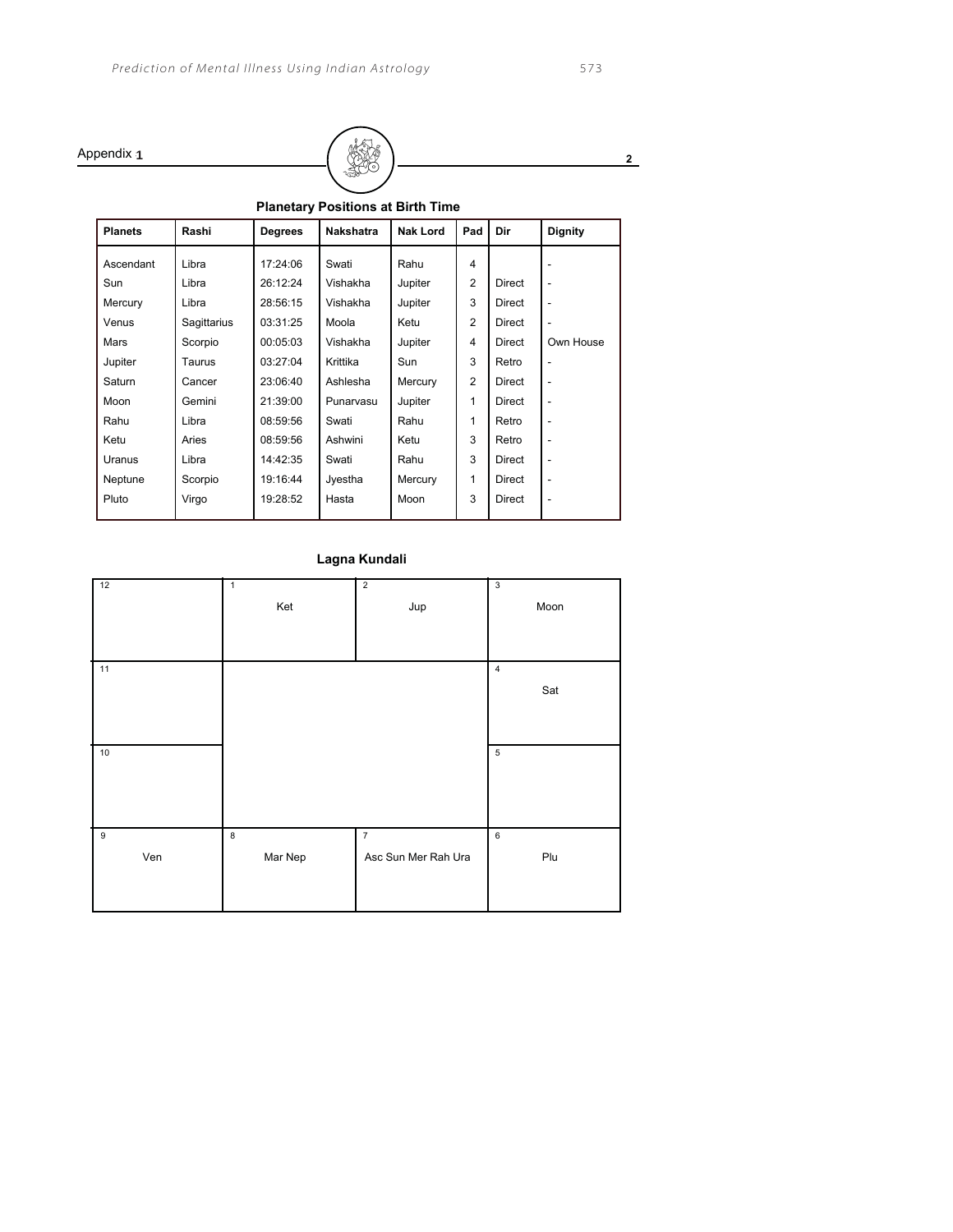Appendix 1

2

**Planetary Positions at Birth Time**

| Planets | Rashi | Degrees | Nakshatra | Nak Lord | Pad | Dir | Dignity |
|---|---|---|---|---|---|---|---|
| Ascendant | Libra | 17:24:06 | Swati | Rahu | 4 | | - |
| Sun | Libra | 26:12:24 | Vishakha | Jupiter | 2 | Direct | - |
| Mercury | Libra | 28:56:15 | Vishakha | Jupiter | 3 | Direct | - |
| Venus | Sagittarius | 03:31:25 | Moola | Ketu | 2 | Direct | - |
| Mars | Scorpio | 00:05:03 | Vishakha | Jupiter | 4 | Direct | Own House |
| Jupiter | Taurus | 03:27:04 | Krittika | Sun | 3 | Retro | - |
| Saturn | Cancer | 23:06:40 | Ashlesha | Mercury | 2 | Direct | - |
| Moon | Gemini | 21:39:00 | Punarvasu | Jupiter | 1 | Direct | - |
| Rahu | Libra | 08:59:56 | Swati | Rahu | 1 | Retro | - |
| Ketu | Aries | 08:59:56 | Ashwini | Ketu | 3 | Retro | - |
| Uranus | Libra | 14:42:35 | Swati | Rahu | 3 | Direct | - |
| Neptune | Scorpio | 19:16:44 | Jyestha | Mercury | 1 | Direct | - |
| Pluto | Virgo | 19:28:52 | Hasta | Moon | 3 | Direct | - |

**Lagna Kundali**

| 12 | 1 Ket | 2 Jup | 3 Moon |
|---|---|---|---|
| 11 | | | 4 Sat |
| 10 | | | 5 |
| 9 Ven | 8 Mar Nep | 7 Asc Sun Mer Rah Ura | 6 Plu |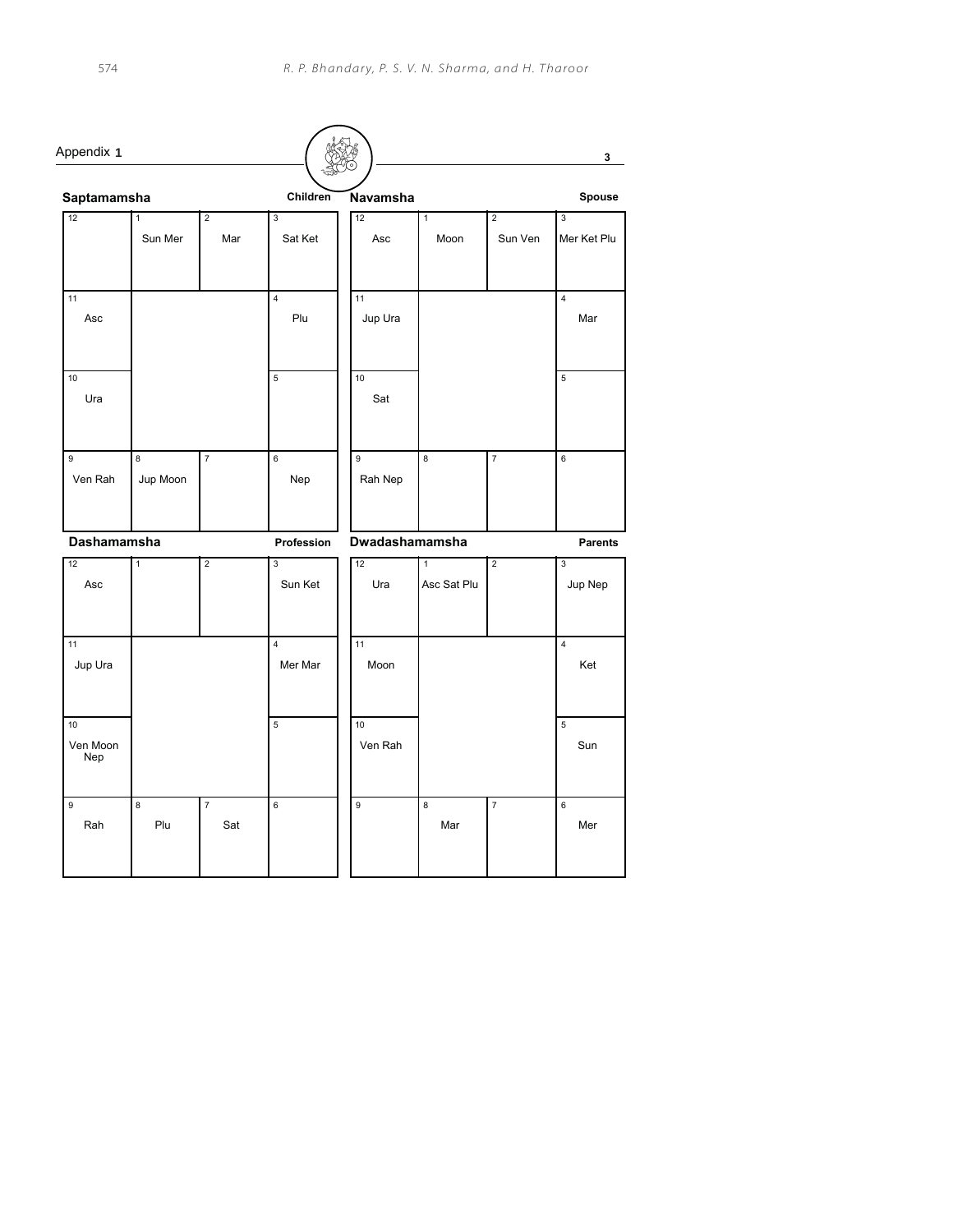Appendix 1

3

## Saptamamsha — Children

| 12 | 1 | 2 | 3 |
|---|---|---|---|
| | Sun Mer | Mar | Sat Ket |
| **11** | | | **4** |
| Asc | | | Plu |
| **10** | | | **5** |
| Ura | | | |
| **9** | **8** | **7** | **6** |
| Ven Rah | Jup Moon | | Nep |

## Navamsha — Spouse

| 12 | 1 | 2 | 3 |
|---|---|---|---|
| Asc | Moon | Sun Ven | Mer Ket Plu |
| **11** | | | **4** |
| Jup Ura | | | Mar |
| **10** | | | **5** |
| Sat | | | |
| **9** | **8** | **7** | **6** |
| Rah Nep | | | |

## Dashamamsha — Profession

| 12 | 1 | 2 | 3 |
|---|---|---|---|
| Asc | | | Sun Ket |
| **11** | | | **4** |
| Jup Ura | | | Mer Mar |
| **10** | | | **5** |
| Ven Moon Nep | | | |
| **9** | **8** | **7** | **6** |
| Rah | Plu | Sat | |

## Dwadashamamsha — Parents

| 12 | 1 | 2 | 3 |
|---|---|---|---|
| Ura | Asc Sat Plu | | Jup Nep |
| **11** | | | **4** |
| Moon | | | Ket |
| **10** | | | **5** |
| Ven Rah | | | Sun |
| **9** | **8** | **7** | **6** |
| | Mar | | Mer |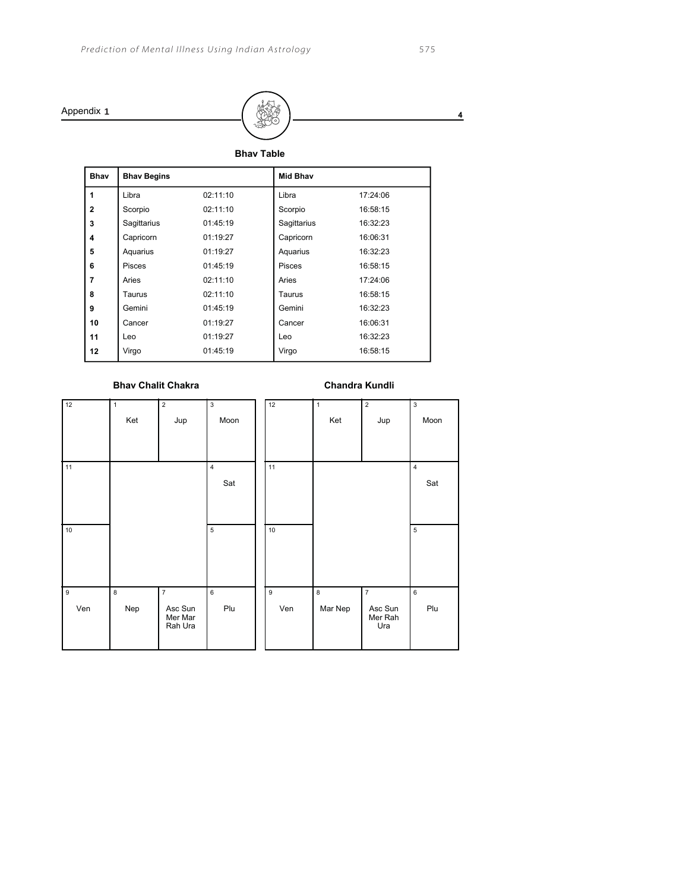Appendix 1 — 4

## Bhav Table

| Bhav | Bhav Begins | | Mid Bhav | |
|---|---|---|---|---|
| 1 | Libra | 02:11:10 | Libra | 17:24:06 |
| 2 | Scorpio | 02:11:10 | Scorpio | 16:58:15 |
| 3 | Sagittarius | 01:45:19 | Sagittarius | 16:32:23 |
| 4 | Capricorn | 01:19:27 | Capricorn | 16:06:31 |
| 5 | Aquarius | 01:19:27 | Aquarius | 16:32:23 |
| 6 | Pisces | 01:45:19 | Pisces | 16:58:15 |
| 7 | Aries | 02:11:10 | Aries | 17:24:06 |
| 8 | Taurus | 02:11:10 | Taurus | 16:58:15 |
| 9 | Gemini | 01:45:19 | Gemini | 16:32:23 |
| 10 | Cancer | 01:19:27 | Cancer | 16:06:31 |
| 11 | Leo | 01:19:27 | Leo | 16:32:23 |
| 12 | Virgo | 01:45:19 | Virgo | 16:58:15 |

### Bhav Chalit Chakra

| 12 | 1 Ket | 2 Jup | 3 Moon |
|---|---|---|---|
| 11 | | | 4 Sat |
| 10 | | | 5 |
| 9 Ven | 8 Nep | 7 Asc Sun Mer Mar Rah Ura | 6 Plu |

### Chandra Kundli

| 12 | 1 Ket | 2 Jup | 3 Moon |
|---|---|---|---|
| 11 | | | 4 Sat |
| 10 | | | 5 |
| 9 Ven | 8 Mar Nep | 7 Asc Sun Mer Rah Ura | 6 Plu |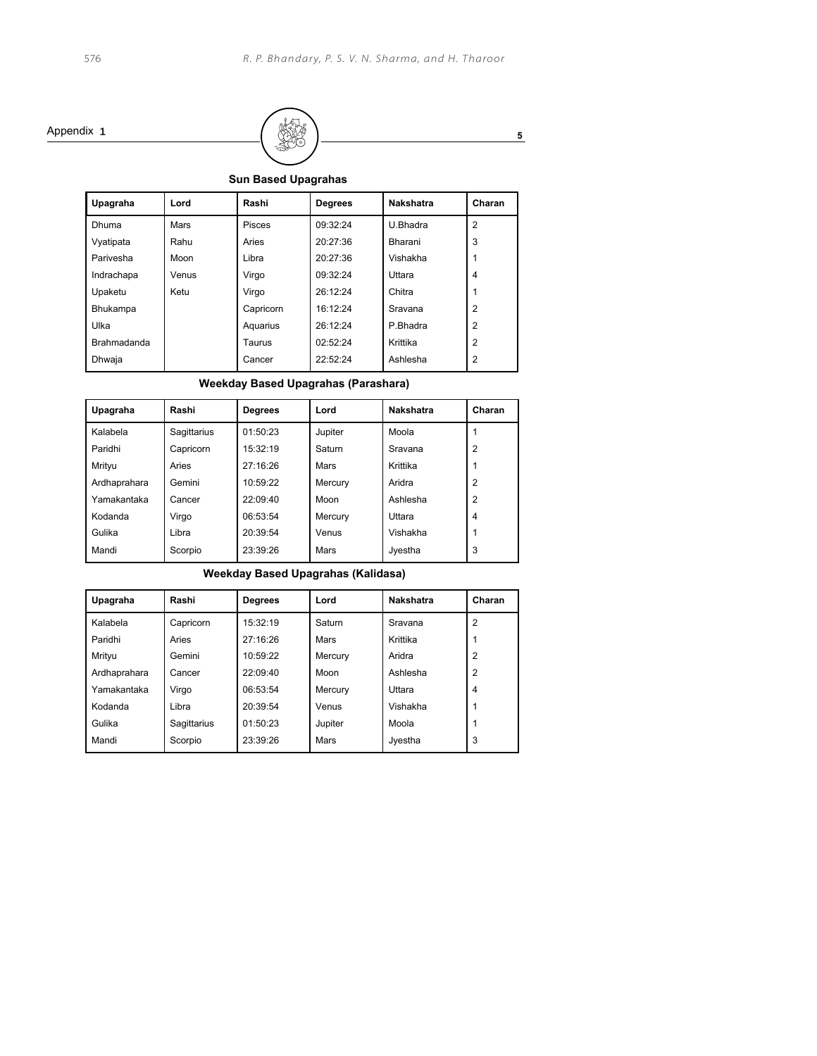Appendix 1

5

### Sun Based Upagrahas

| Upagraha | Lord | Rashi | Degrees | Nakshatra | Charan |
|---|---|---|---|---|---|
| Dhuma | Mars | Pisces | 09:32:24 | U.Bhadra | 2 |
| Vyatipata | Rahu | Aries | 20:27:36 | Bharani | 3 |
| Parivesha | Moon | Libra | 20:27:36 | Vishakha | 1 |
| Indrachapa | Venus | Virgo | 09:32:24 | Uttara | 4 |
| Upaketu | Ketu | Virgo | 26:12:24 | Chitra | 1 |
| Bhukampa | | Capricorn | 16:12:24 | Sravana | 2 |
| Ulka | | Aquarius | 26:12:24 | P.Bhadra | 2 |
| Brahmadanda | | Taurus | 02:52:24 | Krittika | 2 |
| Dhwaja | | Cancer | 22:52:24 | Ashlesha | 2 |

### Weekday Based Upagrahas (Parashara)

| Upagraha | Rashi | Degrees | Lord | Nakshatra | Charan |
|---|---|---|---|---|---|
| Kalabela | Sagittarius | 01:50:23 | Jupiter | Moola | 1 |
| Paridhi | Capricorn | 15:32:19 | Saturn | Sravana | 2 |
| Mrityu | Aries | 27:16:26 | Mars | Krittika | 1 |
| Ardhaprahara | Gemini | 10:59:22 | Mercury | Aridra | 2 |
| Yamakantaka | Cancer | 22:09:40 | Moon | Ashlesha | 2 |
| Kodanda | Virgo | 06:53:54 | Mercury | Uttara | 4 |
| Gulika | Libra | 20:39:54 | Venus | Vishakha | 1 |
| Mandi | Scorpio | 23:39:26 | Mars | Jyestha | 3 |

### Weekday Based Upagrahas (Kalidasa)

| Upagraha | Rashi | Degrees | Lord | Nakshatra | Charan |
|---|---|---|---|---|---|
| Kalabela | Capricorn | 15:32:19 | Saturn | Sravana | 2 |
| Paridhi | Aries | 27:16:26 | Mars | Krittika | 1 |
| Mrityu | Gemini | 10:59:22 | Mercury | Aridra | 2 |
| Ardhaprahara | Cancer | 22:09:40 | Moon | Ashlesha | 2 |
| Yamakantaka | Virgo | 06:53:54 | Mercury | Uttara | 4 |
| Kodanda | Libra | 20:39:54 | Venus | Vishakha | 1 |
| Gulika | Sagittarius | 01:50:23 | Jupiter | Moola | 1 |
| Mandi | Scorpio | 23:39:26 | Mars | Jyestha | 3 |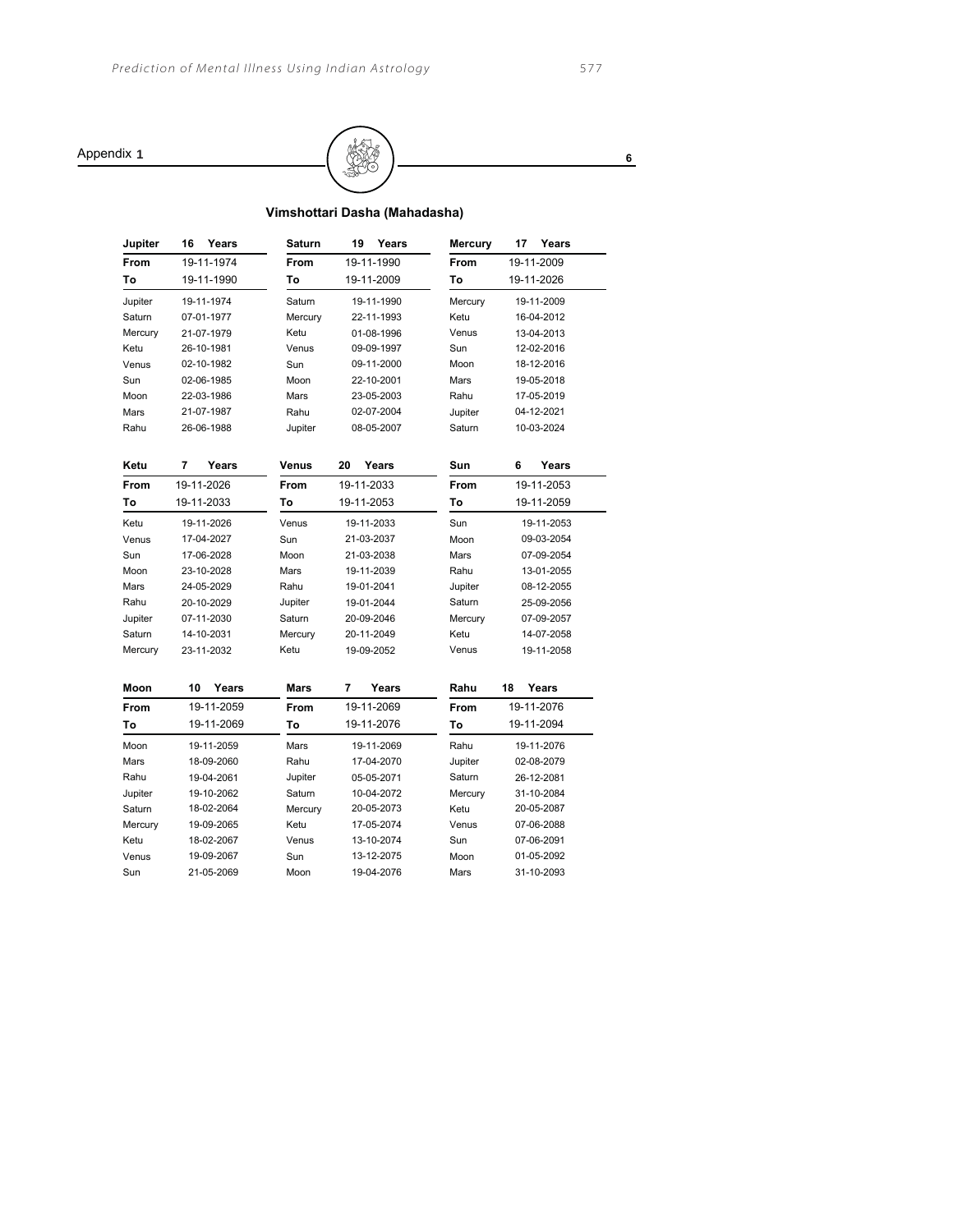Appendix 1

6

## Vimshottari Dasha (Mahadasha)

| Jupiter | 16 Years |
|---|---|
| From | 19-11-1974 |
| To | 19-11-1990 |
| Jupiter | 19-11-1974 |
| Saturn | 07-01-1977 |
| Mercury | 21-07-1979 |
| Ketu | 26-10-1981 |
| Venus | 02-10-1982 |
| Sun | 02-06-1985 |
| Moon | 22-03-1986 |
| Mars | 21-07-1987 |
| Rahu | 26-06-1988 |

| Saturn | 19 Years |
|---|---|
| From | 19-11-1990 |
| To | 19-11-2009 |
| Saturn | 19-11-1990 |
| Mercury | 22-11-1993 |
| Ketu | 01-08-1996 |
| Venus | 09-09-1997 |
| Sun | 09-11-2000 |
| Moon | 22-10-2001 |
| Mars | 23-05-2003 |
| Rahu | 02-07-2004 |
| Jupiter | 08-05-2007 |

| Mercury | 17 Years |
|---|---|
| From | 19-11-2009 |
| To | 19-11-2026 |
| Mercury | 19-11-2009 |
| Ketu | 16-04-2012 |
| Venus | 13-04-2013 |
| Sun | 12-02-2016 |
| Moon | 18-12-2016 |
| Mars | 19-05-2018 |
| Rahu | 17-05-2019 |
| Jupiter | 04-12-2021 |
| Saturn | 10-03-2024 |

| Ketu | 7 Years |
|---|---|
| From | 19-11-2026 |
| To | 19-11-2033 |
| Ketu | 19-11-2026 |
| Venus | 17-04-2027 |
| Sun | 17-06-2028 |
| Moon | 23-10-2028 |
| Mars | 24-05-2029 |
| Rahu | 20-10-2029 |
| Jupiter | 07-11-2030 |
| Saturn | 14-10-2031 |
| Mercury | 23-11-2032 |

| Venus | 20 Years |
|---|---|
| From | 19-11-2033 |
| To | 19-11-2053 |
| Venus | 19-11-2033 |
| Sun | 21-03-2037 |
| Moon | 21-03-2038 |
| Mars | 19-11-2039 |
| Rahu | 19-01-2041 |
| Jupiter | 19-01-2044 |
| Saturn | 20-09-2046 |
| Mercury | 20-11-2049 |
| Ketu | 19-09-2052 |

| Sun | 6 Years |
|---|---|
| From | 19-11-2053 |
| To | 19-11-2059 |
| Sun | 19-11-2053 |
| Moon | 09-03-2054 |
| Mars | 07-09-2054 |
| Rahu | 13-01-2055 |
| Jupiter | 08-12-2055 |
| Saturn | 25-09-2056 |
| Mercury | 07-09-2057 |
| Ketu | 14-07-2058 |
| Venus | 19-11-2058 |

| Moon | 10 Years |
|---|---|
| From | 19-11-2059 |
| To | 19-11-2069 |
| Moon | 19-11-2059 |
| Mars | 18-09-2060 |
| Rahu | 19-04-2061 |
| Jupiter | 19-10-2062 |
| Saturn | 18-02-2064 |
| Mercury | 19-09-2065 |
| Ketu | 18-02-2067 |
| Venus | 19-09-2067 |
| Sun | 21-05-2069 |

| Mars | 7 Years |
|---|---|
| From | 19-11-2069 |
| To | 19-11-2076 |
| Mars | 19-11-2069 |
| Rahu | 17-04-2070 |
| Jupiter | 05-05-2071 |
| Saturn | 10-04-2072 |
| Mercury | 20-05-2073 |
| Ketu | 17-05-2074 |
| Venus | 13-10-2074 |
| Sun | 13-12-2075 |
| Moon | 19-04-2076 |

| Rahu | 18 Years |
|---|---|
| From | 19-11-2076 |
| To | 19-11-2094 |
| Rahu | 19-11-2076 |
| Jupiter | 02-08-2079 |
| Saturn | 26-12-2081 |
| Mercury | 31-10-2084 |
| Ketu | 20-05-2087 |
| Venus | 07-06-2088 |
| Sun | 07-06-2091 |
| Moon | 01-05-2092 |
| Mars | 31-10-2093 |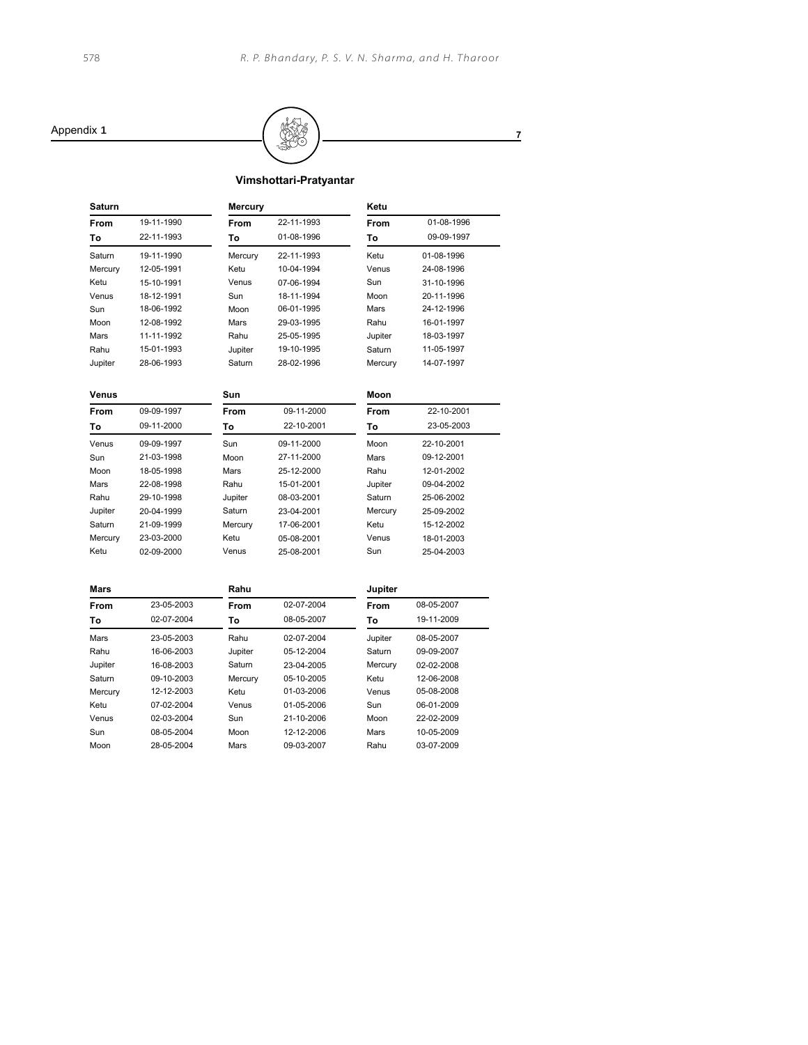Appendix 1

7

## Vimshottari-Pratyantar

| Saturn | |
|---|---|
| From | 19-11-1990 |
| To | 22-11-1993 |
| Saturn | 19-11-1990 |
| Mercury | 12-05-1991 |
| Ketu | 15-10-1991 |
| Venus | 18-12-1991 |
| Sun | 18-06-1992 |
| Moon | 12-08-1992 |
| Mars | 11-11-1992 |
| Rahu | 15-01-1993 |
| Jupiter | 28-06-1993 |

| Mercury | |
|---|---|
| From | 22-11-1993 |
| To | 01-08-1996 |
| Mercury | 22-11-1993 |
| Ketu | 10-04-1994 |
| Venus | 07-06-1994 |
| Sun | 18-11-1994 |
| Moon | 06-01-1995 |
| Mars | 29-03-1995 |
| Rahu | 25-05-1995 |
| Jupiter | 19-10-1995 |
| Saturn | 28-02-1996 |

| Ketu | |
|---|---|
| From | 01-08-1996 |
| To | 09-09-1997 |
| Ketu | 01-08-1996 |
| Venus | 24-08-1996 |
| Sun | 31-10-1996 |
| Moon | 20-11-1996 |
| Mars | 24-12-1996 |
| Rahu | 16-01-1997 |
| Jupiter | 18-03-1997 |
| Saturn | 11-05-1997 |
| Mercury | 14-07-1997 |

| Venus | |
|---|---|
| From | 09-09-1997 |
| To | 09-11-2000 |
| Venus | 09-09-1997 |
| Sun | 21-03-1998 |
| Moon | 18-05-1998 |
| Mars | 22-08-1998 |
| Rahu | 29-10-1998 |
| Jupiter | 20-04-1999 |
| Saturn | 21-09-1999 |
| Mercury | 23-03-2000 |
| Ketu | 02-09-2000 |

| Sun | |
|---|---|
| From | 09-11-2000 |
| To | 22-10-2001 |
| Sun | 09-11-2000 |
| Moon | 27-11-2000 |
| Mars | 25-12-2000 |
| Rahu | 15-01-2001 |
| Jupiter | 08-03-2001 |
| Saturn | 23-04-2001 |
| Mercury | 17-06-2001 |
| Ketu | 05-08-2001 |
| Venus | 25-08-2001 |

| Moon | |
|---|---|
| From | 22-10-2001 |
| To | 23-05-2003 |
| Moon | 22-10-2001 |
| Mars | 09-12-2001 |
| Rahu | 12-01-2002 |
| Jupiter | 09-04-2002 |
| Saturn | 25-06-2002 |
| Mercury | 25-09-2002 |
| Ketu | 15-12-2002 |
| Venus | 18-01-2003 |
| Sun | 25-04-2003 |

| Mars | |
|---|---|
| From | 23-05-2003 |
| To | 02-07-2004 |
| Mars | 23-05-2003 |
| Rahu | 16-06-2003 |
| Jupiter | 16-08-2003 |
| Saturn | 09-10-2003 |
| Mercury | 12-12-2003 |
| Ketu | 07-02-2004 |
| Venus | 02-03-2004 |
| Sun | 08-05-2004 |
| Moon | 28-05-2004 |

| Rahu | |
|---|---|
| From | 02-07-2004 |
| To | 08-05-2007 |
| Rahu | 02-07-2004 |
| Jupiter | 05-12-2004 |
| Saturn | 23-04-2005 |
| Mercury | 05-10-2005 |
| Ketu | 01-03-2006 |
| Venus | 01-05-2006 |
| Sun | 21-10-2006 |
| Moon | 12-12-2006 |
| Mars | 09-03-2007 |

| Jupiter | |
|---|---|
| From | 08-05-2007 |
| To | 19-11-2009 |
| Jupiter | 08-05-2007 |
| Saturn | 09-09-2007 |
| Mercury | 02-02-2008 |
| Ketu | 12-06-2008 |
| Venus | 05-08-2008 |
| Sun | 06-01-2009 |
| Moon | 22-02-2009 |
| Mars | 10-05-2009 |
| Rahu | 03-07-2009 |